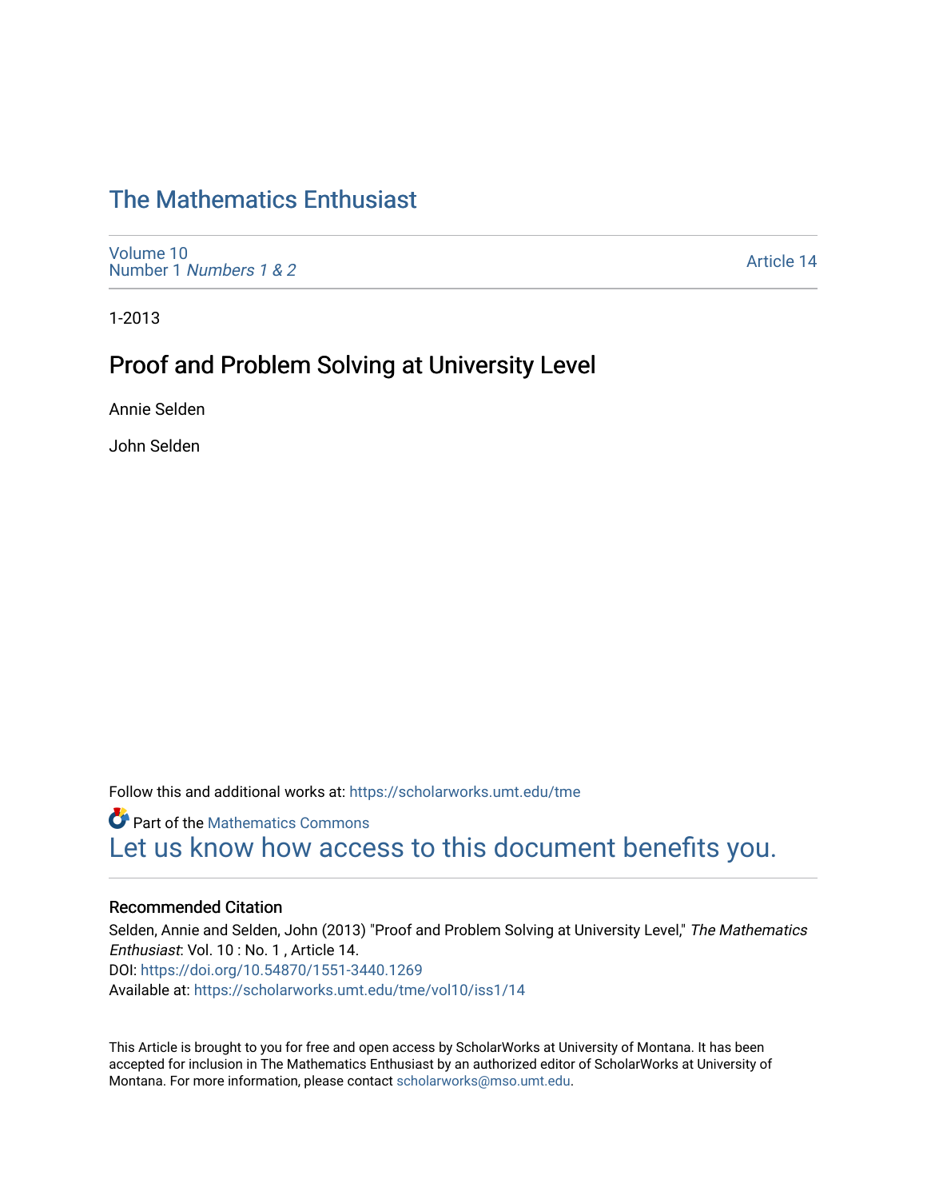# The Mathematics Enthusiast

Volume 10
Number 1 *Numbers 1 & 2*

Article 14

1-2013

## Proof and Problem Solving at University Level

Annie Selden

John Selden

Follow this and additional works at: https://scholarworks.umt.edu/tme

Part of the Mathematics Commons
Let us know how access to this document benefits you.

### Recommended Citation

Selden, Annie and Selden, John (2013) "Proof and Problem Solving at University Level," *The Mathematics Enthusiast*: Vol. 10 : No. 1 , Article 14.
DOI: https://doi.org/10.54870/1551-3440.1269
Available at: https://scholarworks.umt.edu/tme/vol10/iss1/14

This Article is brought to you for free and open access by ScholarWorks at University of Montana. It has been accepted for inclusion in The Mathematics Enthusiast by an authorized editor of ScholarWorks at University of Montana. For more information, please contact scholarworks@mso.umt.edu.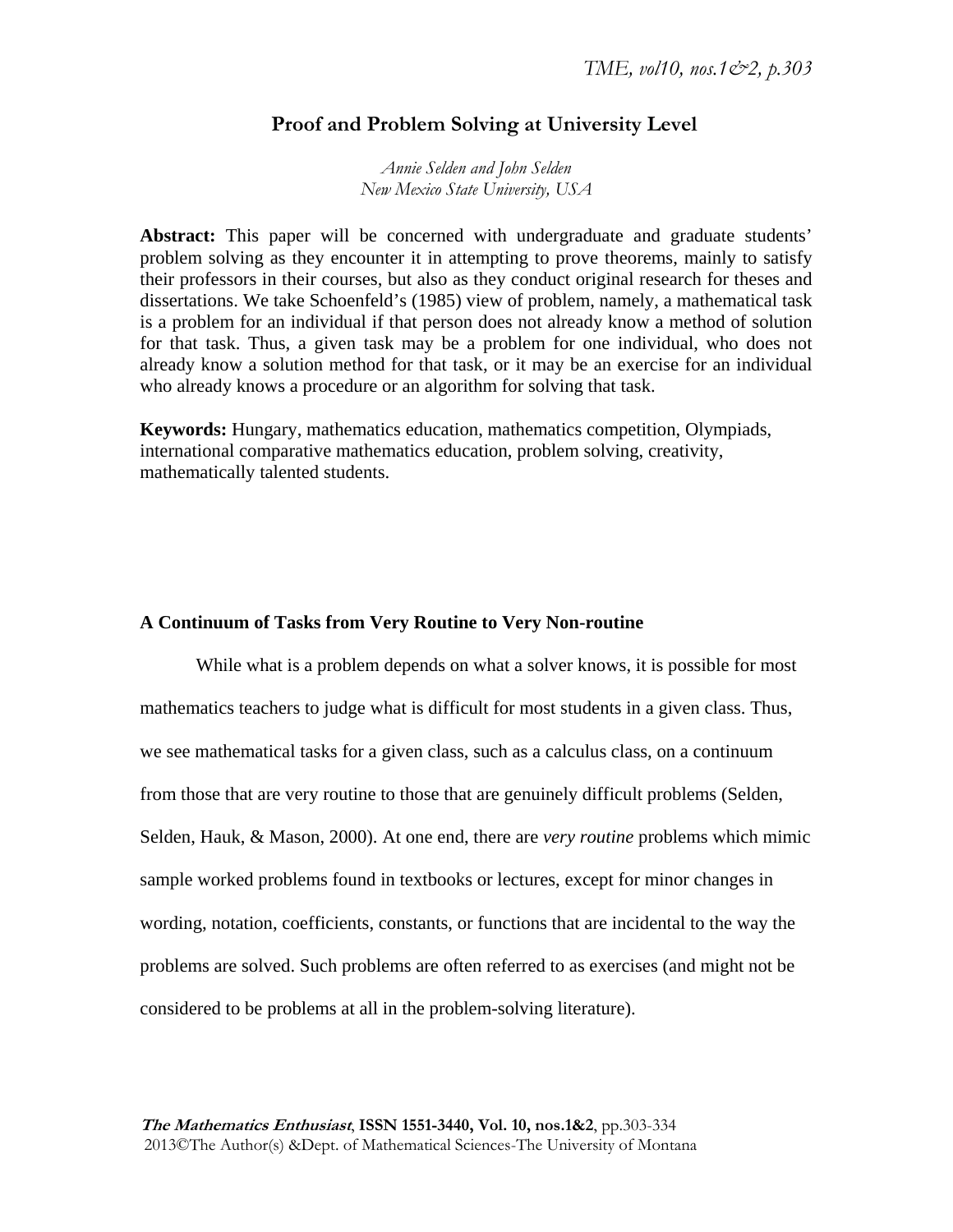# Proof and Problem Solving at University Level

*Annie Selden and John Selden*
*New Mexico State University, USA*

**Abstract:** This paper will be concerned with undergraduate and graduate students' problem solving as they encounter it in attempting to prove theorems, mainly to satisfy their professors in their courses, but also as they conduct original research for theses and dissertations. We take Schoenfeld's (1985) view of problem, namely, a mathematical task is a problem for an individual if that person does not already know a method of solution for that task. Thus, a given task may be a problem for one individual, who does not already know a solution method for that task, or it may be an exercise for an individual who already knows a procedure or an algorithm for solving that task.

**Keywords:** Hungary, mathematics education, mathematics competition, Olympiads, international comparative mathematics education, problem solving, creativity, mathematically talented students.

## A Continuum of Tasks from Very Routine to Very Non-routine

While what is a problem depends on what a solver knows, it is possible for most mathematics teachers to judge what is difficult for most students in a given class. Thus, we see mathematical tasks for a given class, such as a calculus class, on a continuum from those that are very routine to those that are genuinely difficult problems (Selden, Selden, Hauk, & Mason, 2000). At one end, there are *very routine* problems which mimic sample worked problems found in textbooks or lectures, except for minor changes in wording, notation, coefficients, constants, or functions that are incidental to the way the problems are solved. Such problems are often referred to as exercises (and might not be considered to be problems at all in the problem-solving literature).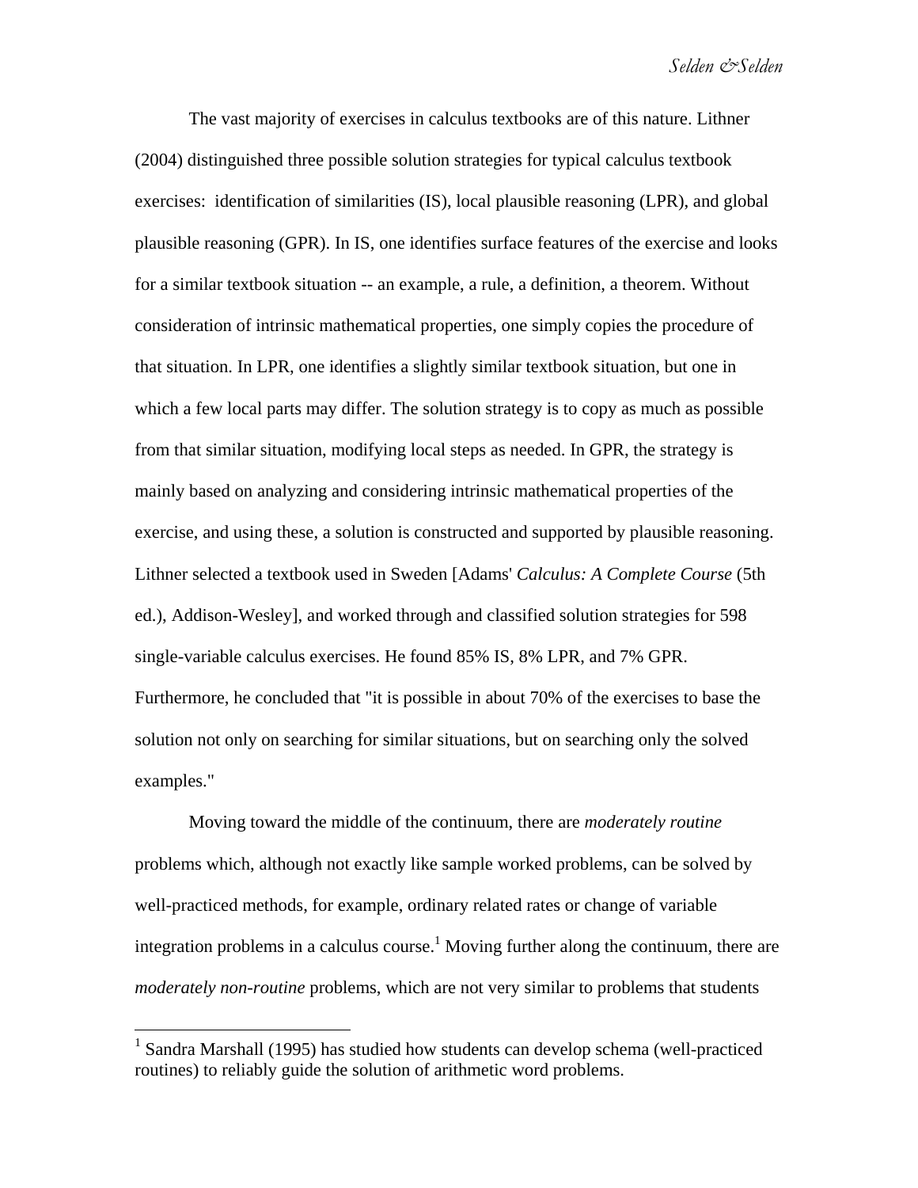The vast majority of exercises in calculus textbooks are of this nature. Lithner (2004) distinguished three possible solution strategies for typical calculus textbook exercises: identification of similarities (IS), local plausible reasoning (LPR), and global plausible reasoning (GPR). In IS, one identifies surface features of the exercise and looks for a similar textbook situation -- an example, a rule, a definition, a theorem. Without consideration of intrinsic mathematical properties, one simply copies the procedure of that situation. In LPR, one identifies a slightly similar textbook situation, but one in which a few local parts may differ. The solution strategy is to copy as much as possible from that similar situation, modifying local steps as needed. In GPR, the strategy is mainly based on analyzing and considering intrinsic mathematical properties of the exercise, and using these, a solution is constructed and supported by plausible reasoning. Lithner selected a textbook used in Sweden [Adams' *Calculus: A Complete Course* (5th ed.), Addison-Wesley], and worked through and classified solution strategies for 598 single-variable calculus exercises. He found 85% IS, 8% LPR, and 7% GPR. Furthermore, he concluded that "it is possible in about 70% of the exercises to base the solution not only on searching for similar situations, but on searching only the solved examples."

Moving toward the middle of the continuum, there are *moderately routine* problems which, although not exactly like sample worked problems, can be solved by well-practiced methods, for example, ordinary related rates or change of variable integration problems in a calculus course.[1] Moving further along the continuum, there are *moderately non-routine* problems, which are not very similar to problems that students

[1] Sandra Marshall (1995) has studied how students can develop schema (well-practiced routines) to reliably guide the solution of arithmetic word problems.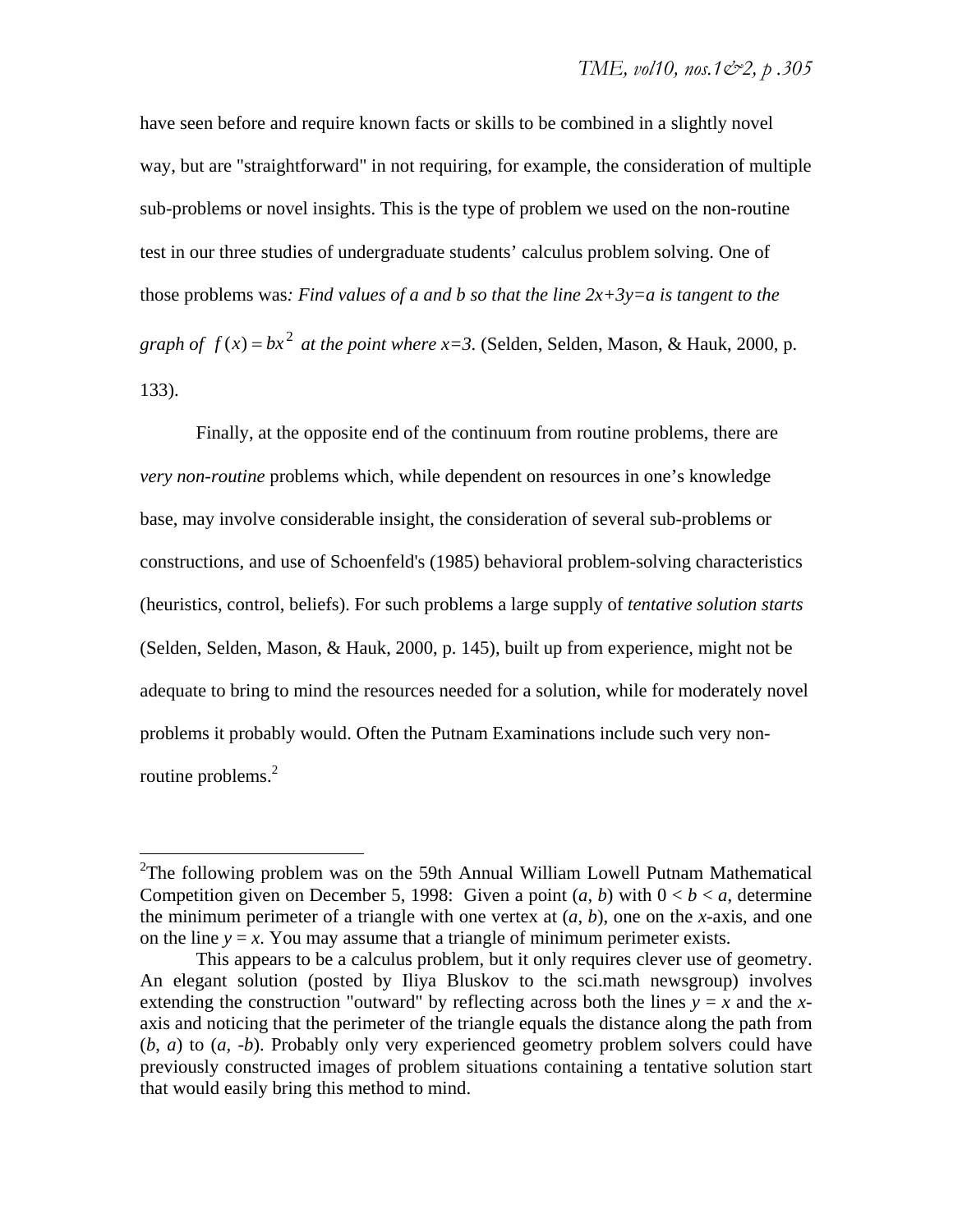have seen before and require known facts or skills to be combined in a slightly novel way, but are "straightforward" in not requiring, for example, the consideration of multiple sub-problems or novel insights. This is the type of problem we used on the non-routine test in our three studies of undergraduate students' calculus problem solving. One of those problems was*: Find values of a and b so that the line 2x+3y=a is tangent to the graph of* $f(x) = bx^2$ *at the point where x=3.* (Selden, Selden, Mason, & Hauk, 2000, p. 133).

Finally, at the opposite end of the continuum from routine problems, there are *very non-routine* problems which, while dependent on resources in one's knowledge base, may involve considerable insight, the consideration of several sub-problems or constructions, and use of Schoenfeld's (1985) behavioral problem-solving characteristics (heuristics, control, beliefs). For such problems a large supply of *tentative solution starts* (Selden, Selden, Mason, & Hauk, 2000, p. 145), built up from experience, might not be adequate to bring to mind the resources needed for a solution, while for moderately novel problems it probably would. Often the Putnam Examinations include such very non-routine problems.[2]

---

[2]The following problem was on the 59th Annual William Lowell Putnam Mathematical Competition given on December 5, 1998: Given a point $(a, b)$ with $0 < b < a$, determine the minimum perimeter of a triangle with one vertex at $(a, b)$, one on the $x$-axis, and one on the line $y = x$. You may assume that a triangle of minimum perimeter exists.

This appears to be a calculus problem, but it only requires clever use of geometry. An elegant solution (posted by Iliya Bluskov to the sci.math newsgroup) involves extending the construction "outward" by reflecting across both the lines $y = x$ and the $x$-axis and noticing that the perimeter of the triangle equals the distance along the path from $(b, a)$ to $(a, -b)$. Probably only very experienced geometry problem solvers could have previously constructed images of problem situations containing a tentative solution start that would easily bring this method to mind.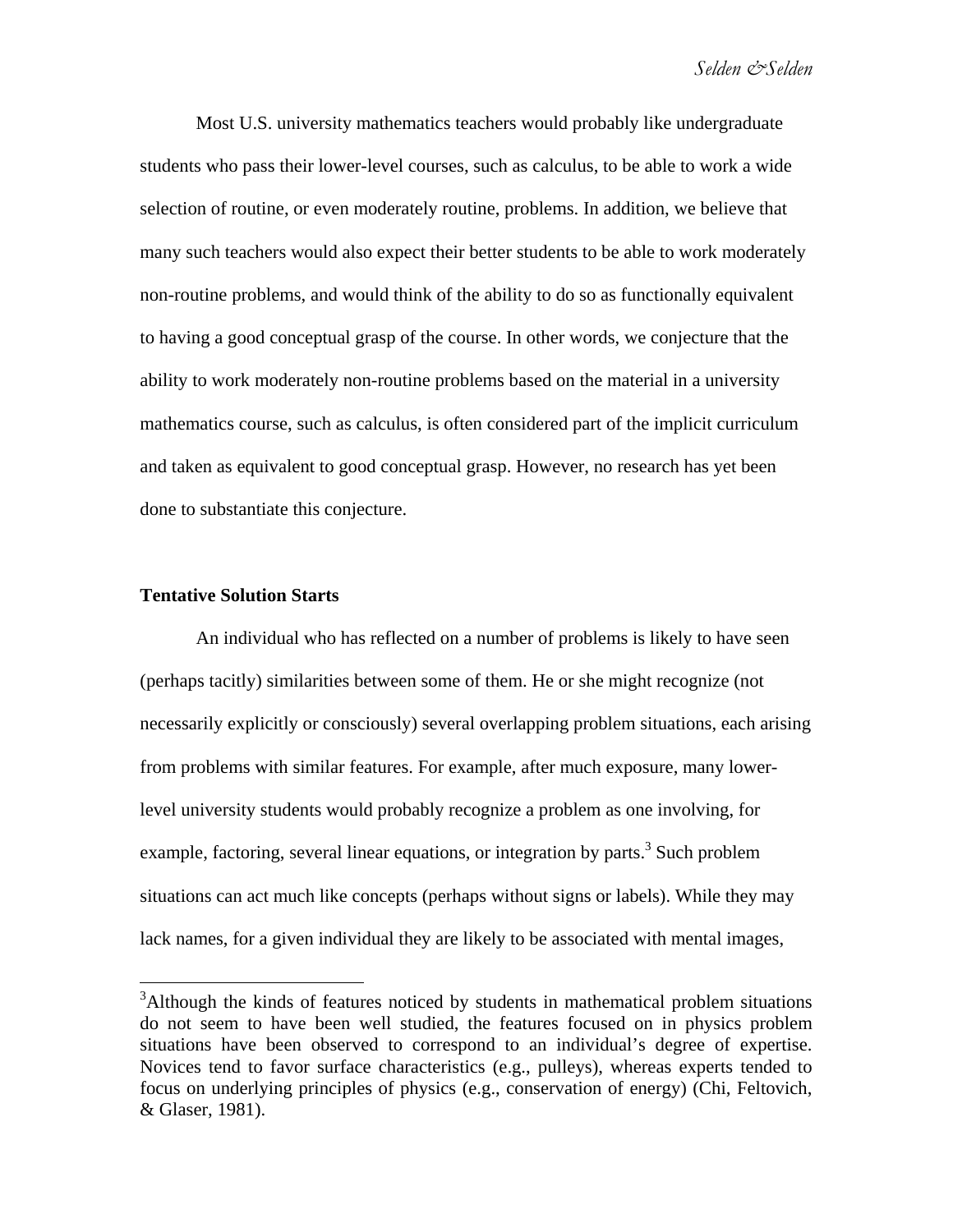Most U.S. university mathematics teachers would probably like undergraduate students who pass their lower-level courses, such as calculus, to be able to work a wide selection of routine, or even moderately routine, problems. In addition, we believe that many such teachers would also expect their better students to be able to work moderately non-routine problems, and would think of the ability to do so as functionally equivalent to having a good conceptual grasp of the course. In other words, we conjecture that the ability to work moderately non-routine problems based on the material in a university mathematics course, such as calculus, is often considered part of the implicit curriculum and taken as equivalent to good conceptual grasp. However, no research has yet been done to substantiate this conjecture.

**Tentative Solution Starts**

An individual who has reflected on a number of problems is likely to have seen (perhaps tacitly) similarities between some of them. He or she might recognize (not necessarily explicitly or consciously) several overlapping problem situations, each arising from problems with similar features. For example, after much exposure, many lower-level university students would probably recognize a problem as one involving, for example, factoring, several linear equations, or integration by parts.[3] Such problem situations can act much like concepts (perhaps without signs or labels). While they may lack names, for a given individual they are likely to be associated with mental images,

[3]Although the kinds of features noticed by students in mathematical problem situations do not seem to have been well studied, the features focused on in physics problem situations have been observed to correspond to an individual's degree of expertise. Novices tend to favor surface characteristics (e.g., pulleys), whereas experts tended to focus on underlying principles of physics (e.g., conservation of energy) (Chi, Feltovich, & Glaser, 1981).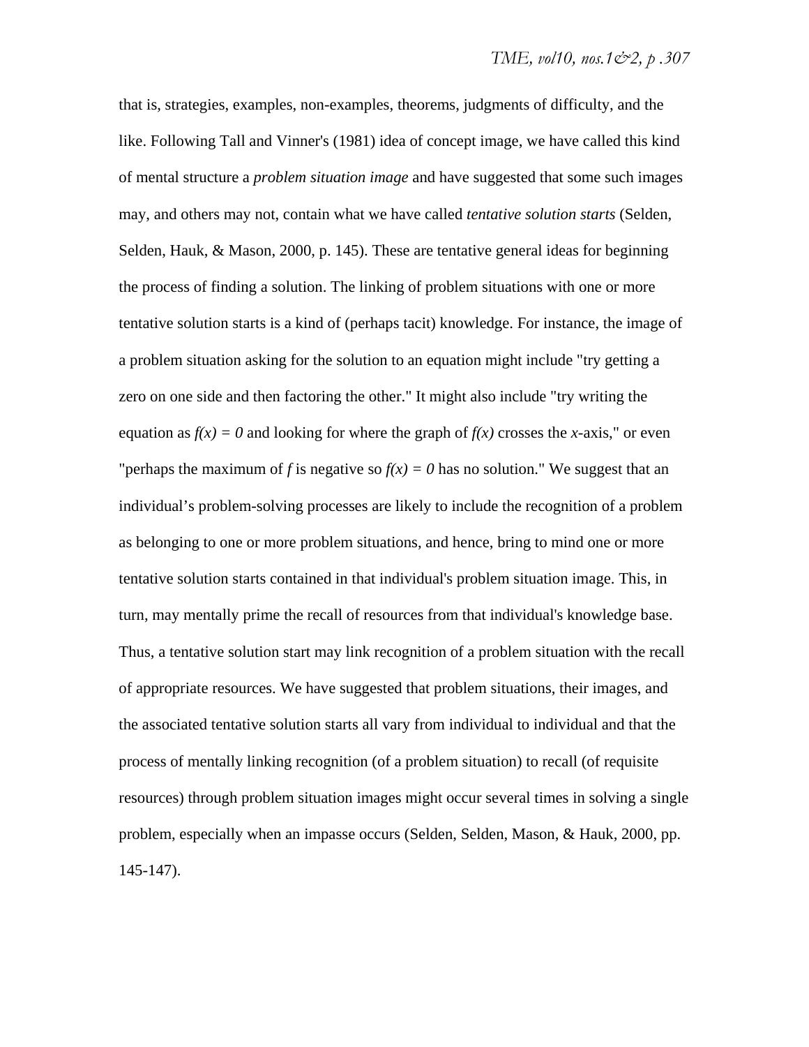that is, strategies, examples, non-examples, theorems, judgments of difficulty, and the like. Following Tall and Vinner's (1981) idea of concept image, we have called this kind of mental structure a *problem situation image* and have suggested that some such images may, and others may not, contain what we have called *tentative solution starts* (Selden, Selden, Hauk, & Mason, 2000, p. 145). These are tentative general ideas for beginning the process of finding a solution. The linking of problem situations with one or more tentative solution starts is a kind of (perhaps tacit) knowledge. For instance, the image of a problem situation asking for the solution to an equation might include "try getting a zero on one side and then factoring the other." It might also include "try writing the equation as $f(x) = 0$ and looking for where the graph of $f(x)$ crosses the $x$-axis," or even "perhaps the maximum of $f$ is negative so $f(x) = 0$ has no solution." We suggest that an individual's problem-solving processes are likely to include the recognition of a problem as belonging to one or more problem situations, and hence, bring to mind one or more tentative solution starts contained in that individual's problem situation image. This, in turn, may mentally prime the recall of resources from that individual's knowledge base. Thus, a tentative solution start may link recognition of a problem situation with the recall of appropriate resources. We have suggested that problem situations, their images, and the associated tentative solution starts all vary from individual to individual and that the process of mentally linking recognition (of a problem situation) to recall (of requisite resources) through problem situation images might occur several times in solving a single problem, especially when an impasse occurs (Selden, Selden, Mason, & Hauk, 2000, pp. 145-147).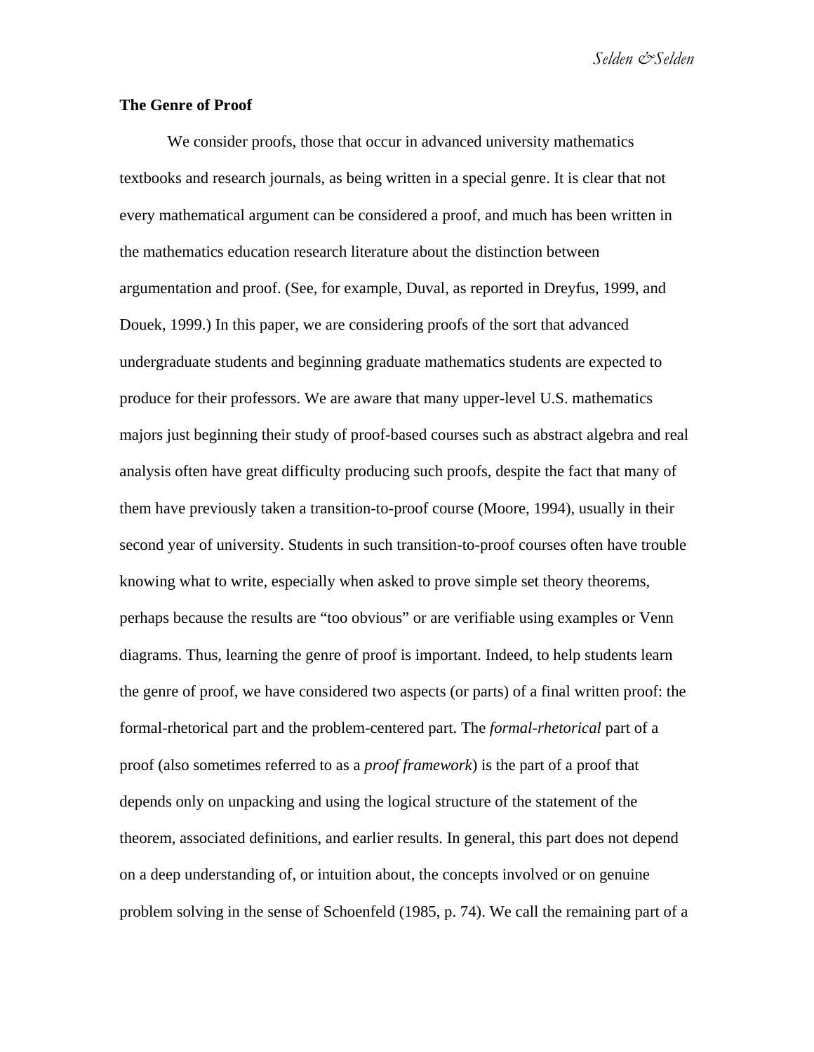**The Genre of Proof**

We consider proofs, those that occur in advanced university mathematics textbooks and research journals, as being written in a special genre. It is clear that not every mathematical argument can be considered a proof, and much has been written in the mathematics education research literature about the distinction between argumentation and proof. (See, for example, Duval, as reported in Dreyfus, 1999, and Douek, 1999.) In this paper, we are considering proofs of the sort that advanced undergraduate students and beginning graduate mathematics students are expected to produce for their professors. We are aware that many upper-level U.S. mathematics majors just beginning their study of proof-based courses such as abstract algebra and real analysis often have great difficulty producing such proofs, despite the fact that many of them have previously taken a transition-to-proof course (Moore, 1994), usually in their second year of university. Students in such transition-to-proof courses often have trouble knowing what to write, especially when asked to prove simple set theory theorems, perhaps because the results are "too obvious" or are verifiable using examples or Venn diagrams. Thus, learning the genre of proof is important. Indeed, to help students learn the genre of proof, we have considered two aspects (or parts) of a final written proof: the formal-rhetorical part and the problem-centered part. The *formal-rhetorical* part of a proof (also sometimes referred to as a *proof framework*) is the part of a proof that depends only on unpacking and using the logical structure of the statement of the theorem, associated definitions, and earlier results. In general, this part does not depend on a deep understanding of, or intuition about, the concepts involved or on genuine problem solving in the sense of Schoenfeld (1985, p. 74). We call the remaining part of a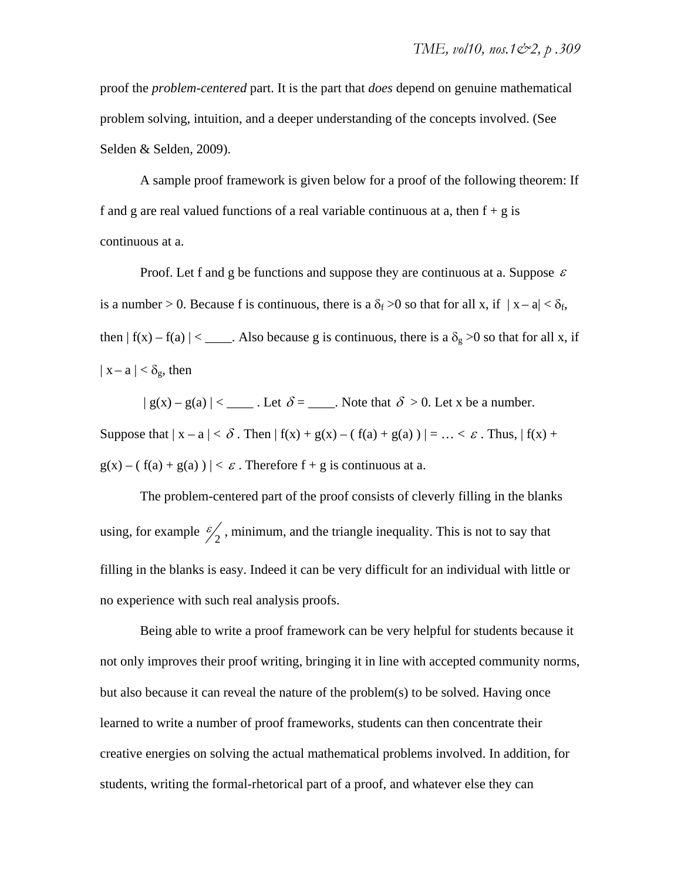proof the *problem-centered* part. It is the part that *does* depend on genuine mathematical problem solving, intuition, and a deeper understanding of the concepts involved. (See Selden & Selden, 2009).

A sample proof framework is given below for a proof of the following theorem: If f and g are real valued functions of a real variable continuous at a, then f + g is continuous at a.

Proof. Let f and g be functions and suppose they are continuous at a. Suppose $\varepsilon$ is a number > 0. Because f is continuous, there is a $\delta_f > 0$ so that for all x, if $|x - a| < \delta_f$, then $|f(x) - f(a)| <$ ____. Also because g is continuous, there is a $\delta_g > 0$ so that for all x, if $|x - a| < \delta_g$, then

$|g(x) - g(a)| <$ ____ . Let $\delta =$ ____. Note that $\delta > 0$. Let x be a number. Suppose that $|x - a| < \delta$. Then $|f(x) + g(x) - (f(a) + g(a))| = \ldots < \varepsilon$. Thus, $|f(x) + g(x) - (f(a) + g(a))| < \varepsilon$. Therefore f + g is continuous at a.

The problem-centered part of the proof consists of cleverly filling in the blanks using, for example $\varepsilon/2$, minimum, and the triangle inequality. This is not to say that filling in the blanks is easy. Indeed it can be very difficult for an individual with little or no experience with such real analysis proofs.

Being able to write a proof framework can be very helpful for students because it not only improves their proof writing, bringing it in line with accepted community norms, but also because it can reveal the nature of the problem(s) to be solved. Having once learned to write a number of proof frameworks, students can then concentrate their creative energies on solving the actual mathematical problems involved. In addition, for students, writing the formal-rhetorical part of a proof, and whatever else they can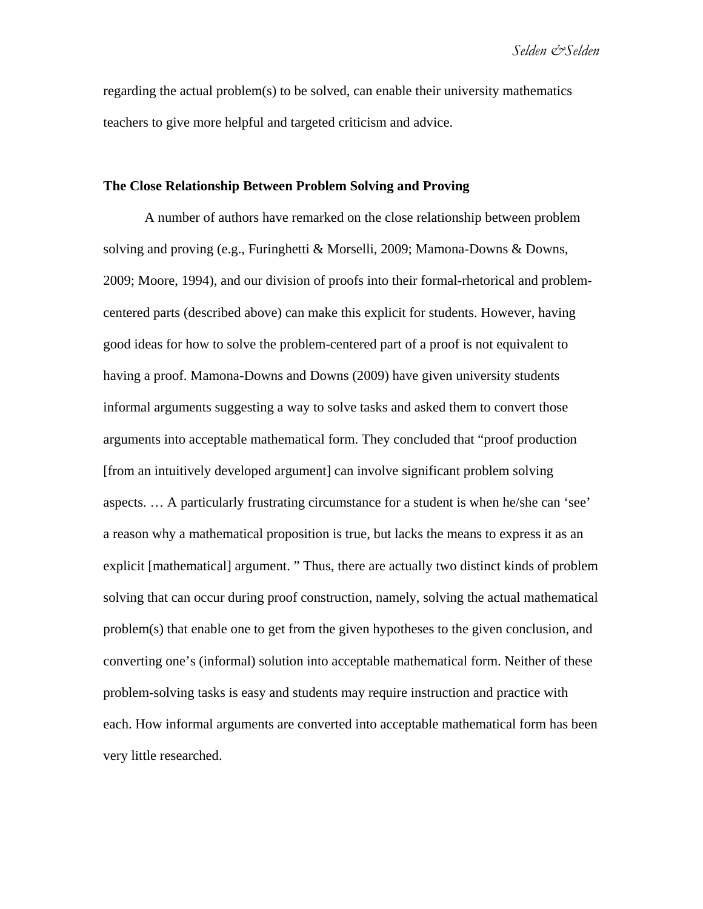regarding the actual problem(s) to be solved, can enable their university mathematics teachers to give more helpful and targeted criticism and advice.

## The Close Relationship Between Problem Solving and Proving

A number of authors have remarked on the close relationship between problem solving and proving (e.g., Furinghetti & Morselli, 2009; Mamona-Downs & Downs, 2009; Moore, 1994), and our division of proofs into their formal-rhetorical and problem-centered parts (described above) can make this explicit for students. However, having good ideas for how to solve the problem-centered part of a proof is not equivalent to having a proof. Mamona-Downs and Downs (2009) have given university students informal arguments suggesting a way to solve tasks and asked them to convert those arguments into acceptable mathematical form. They concluded that "proof production [from an intuitively developed argument] can involve significant problem solving aspects. … A particularly frustrating circumstance for a student is when he/she can 'see' a reason why a mathematical proposition is true, but lacks the means to express it as an explicit [mathematical] argument. " Thus, there are actually two distinct kinds of problem solving that can occur during proof construction, namely, solving the actual mathematical problem(s) that enable one to get from the given hypotheses to the given conclusion, and converting one's (informal) solution into acceptable mathematical form. Neither of these problem-solving tasks is easy and students may require instruction and practice with each. How informal arguments are converted into acceptable mathematical form has been very little researched.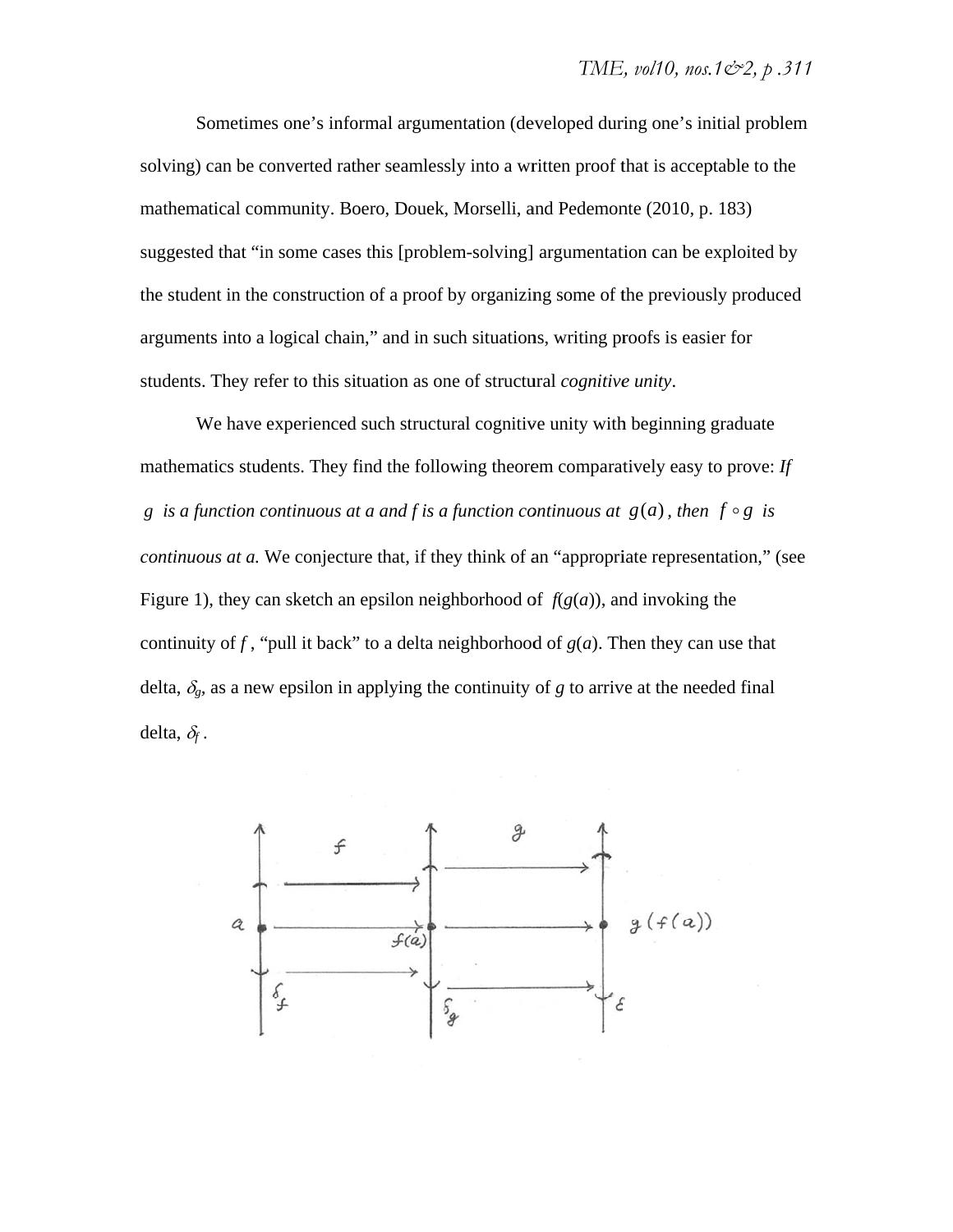Sometimes one's informal argumentation (developed during one's initial problem solving) can be converted rather seamlessly into a written proof that is acceptable to the mathematical community. Boero, Douek, Morselli, and Pedemonte (2010, p. 183) suggested that "in some cases this [problem-solving] argumentation can be exploited by the student in the construction of a proof by organizing some of the previously produced arguments into a logical chain," and in such situations, writing proofs is easier for students. They refer to this situation as one of structural *cognitive unity*.

We have experienced such structural cognitive unity with beginning graduate mathematics students. They find the following theorem comparatively easy to prove: *If $g$ is a function continuous at a and f is a function continuous at $g(a)$, then $f \circ g$ is continuous at a.* We conjecture that, if they think of an "appropriate representation," (see Figure 1), they can sketch an epsilon neighborhood of $f(g(a))$, and invoking the continuity of $f$, "pull it back" to a delta neighborhood of $g(a)$. Then they can use that delta, $\delta_g$, as a new epsilon in applying the continuity of $g$ to arrive at the needed final delta, $\delta_f$.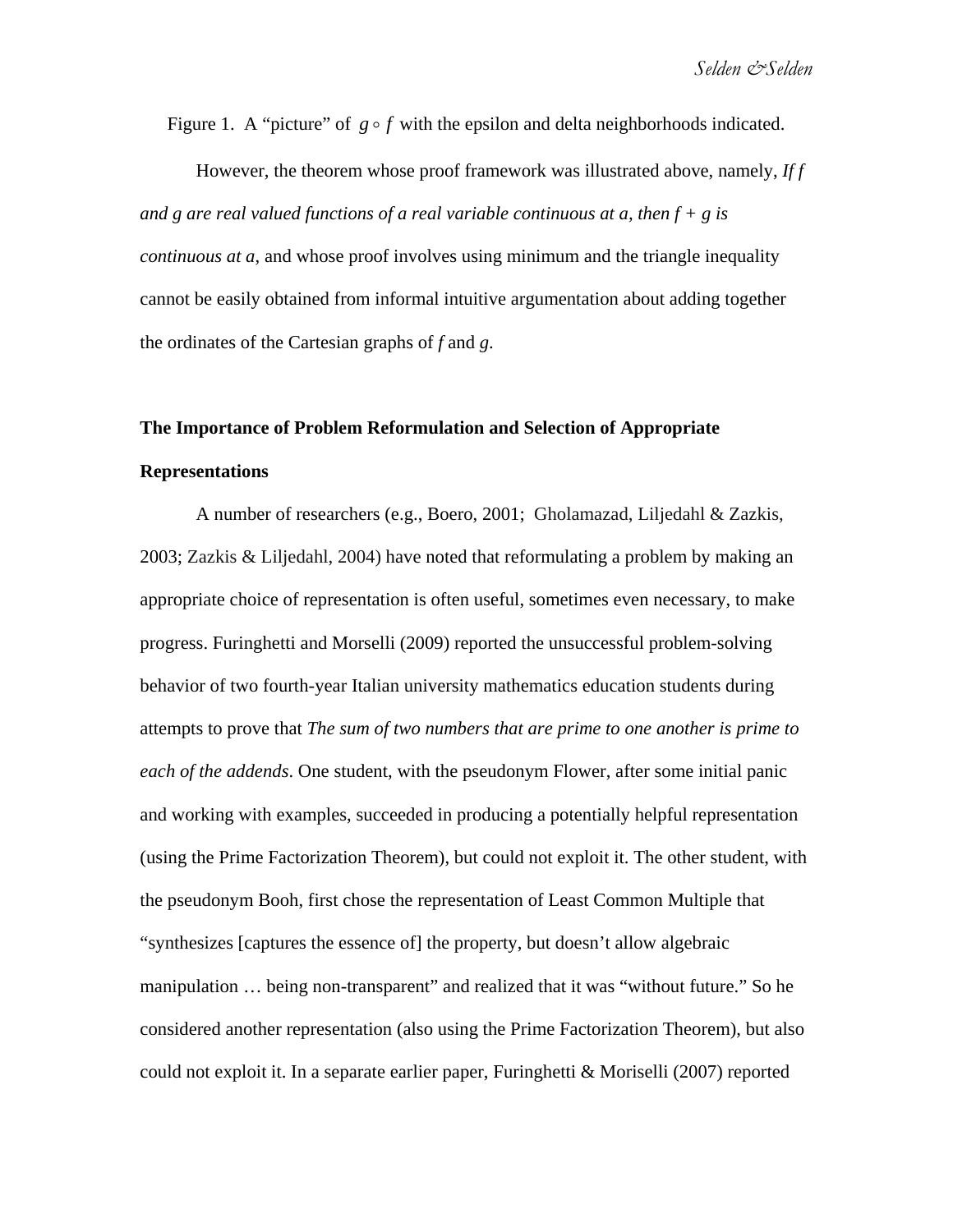Figure 1. A "picture" of $g \circ f$ with the epsilon and delta neighborhoods indicated.

However, the theorem whose proof framework was illustrated above, namely, *If f and g are real valued functions of a real variable continuous at a, then f + g is continuous at a*, and whose proof involves using minimum and the triangle inequality cannot be easily obtained from informal intuitive argumentation about adding together the ordinates of the Cartesian graphs of *f* and *g*.

## The Importance of Problem Reformulation and Selection of Appropriate Representations

A number of researchers (e.g., Boero, 2001; Gholamazad, Liljedahl & Zazkis, 2003; Zazkis & Liljedahl, 2004) have noted that reformulating a problem by making an appropriate choice of representation is often useful, sometimes even necessary, to make progress. Furinghetti and Morselli (2009) reported the unsuccessful problem-solving behavior of two fourth-year Italian university mathematics education students during attempts to prove that *The sum of two numbers that are prime to one another is prime to each of the addends*. One student, with the pseudonym Flower, after some initial panic and working with examples, succeeded in producing a potentially helpful representation (using the Prime Factorization Theorem), but could not exploit it. The other student, with the pseudonym Booh, first chose the representation of Least Common Multiple that "synthesizes [captures the essence of] the property, but doesn't allow algebraic manipulation … being non-transparent" and realized that it was "without future." So he considered another representation (also using the Prime Factorization Theorem), but also could not exploit it. In a separate earlier paper, Furinghetti & Moriselli (2007) reported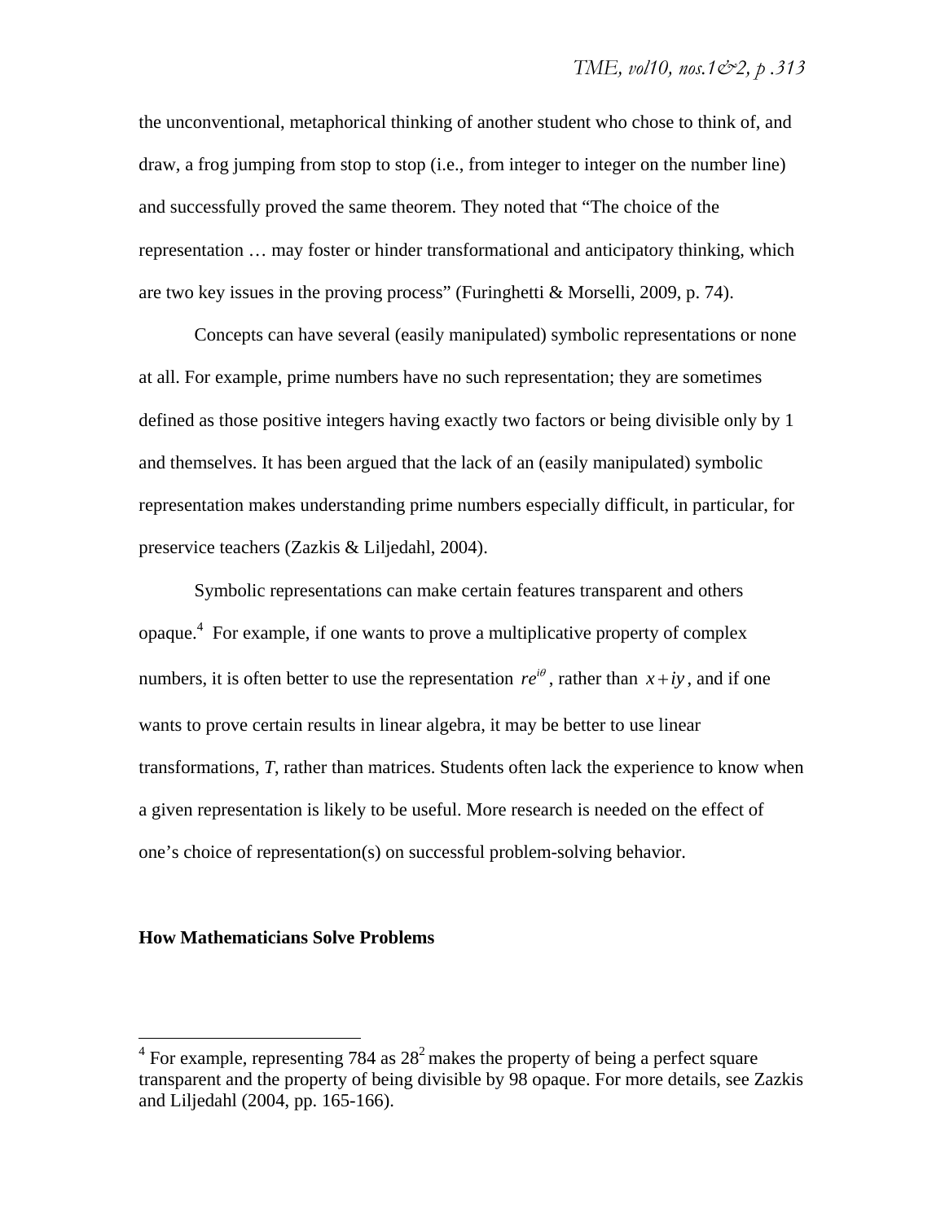the unconventional, metaphorical thinking of another student who chose to think of, and draw, a frog jumping from stop to stop (i.e., from integer to integer on the number line) and successfully proved the same theorem. They noted that “The choice of the representation … may foster or hinder transformational and anticipatory thinking, which are two key issues in the proving process” (Furinghetti & Morselli, 2009, p. 74).

Concepts can have several (easily manipulated) symbolic representations or none at all. For example, prime numbers have no such representation; they are sometimes defined as those positive integers having exactly two factors or being divisible only by 1 and themselves. It has been argued that the lack of an (easily manipulated) symbolic representation makes understanding prime numbers especially difficult, in particular, for preservice teachers (Zazkis & Liljedahl, 2004).

Symbolic representations can make certain features transparent and others opaque.[4] For example, if one wants to prove a multiplicative property of complex numbers, it is often better to use the representation $re^{i\theta}$, rather than $x+iy$, and if one wants to prove certain results in linear algebra, it may be better to use linear transformations, *T*, rather than matrices. Students often lack the experience to know when a given representation is likely to be useful. More research is needed on the effect of one’s choice of representation(s) on successful problem-solving behavior.

## How Mathematicians Solve Problems

---

[4] For example, representing 784 as $28^2$ makes the property of being a perfect square transparent and the property of being divisible by 98 opaque. For more details, see Zazkis and Liljedahl (2004, pp. 165-166).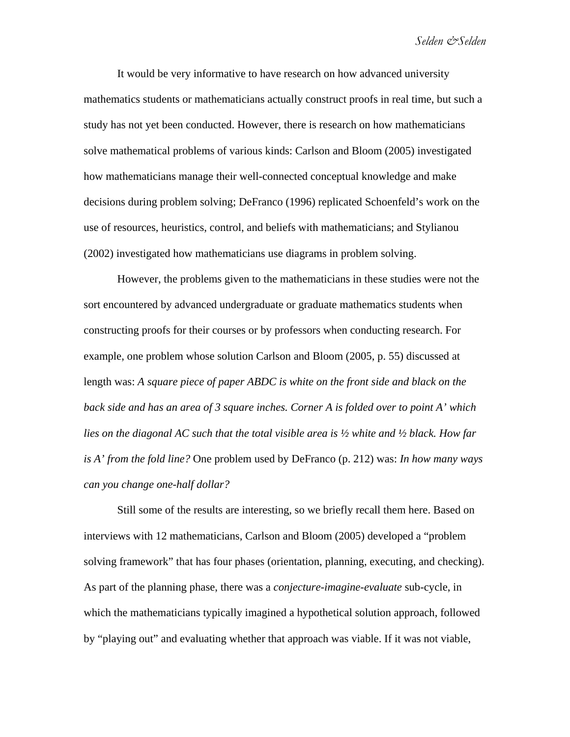It would be very informative to have research on how advanced university mathematics students or mathematicians actually construct proofs in real time, but such a study has not yet been conducted. However, there is research on how mathematicians solve mathematical problems of various kinds: Carlson and Bloom (2005) investigated how mathematicians manage their well-connected conceptual knowledge and make decisions during problem solving; DeFranco (1996) replicated Schoenfeld's work on the use of resources, heuristics, control, and beliefs with mathematicians; and Stylianou (2002) investigated how mathematicians use diagrams in problem solving.

However, the problems given to the mathematicians in these studies were not the sort encountered by advanced undergraduate or graduate mathematics students when constructing proofs for their courses or by professors when conducting research. For example, one problem whose solution Carlson and Bloom (2005, p. 55) discussed at length was: *A square piece of paper ABDC is white on the front side and black on the back side and has an area of 3 square inches. Corner A is folded over to point A' which lies on the diagonal AC such that the total visible area is ½ white and ½ black. How far is A' from the fold line?* One problem used by DeFranco (p. 212) was: *In how many ways can you change one-half dollar?*

Still some of the results are interesting, so we briefly recall them here. Based on interviews with 12 mathematicians, Carlson and Bloom (2005) developed a "problem solving framework" that has four phases (orientation, planning, executing, and checking). As part of the planning phase, there was a *conjecture-imagine-evaluate* sub-cycle, in which the mathematicians typically imagined a hypothetical solution approach, followed by "playing out" and evaluating whether that approach was viable. If it was not viable,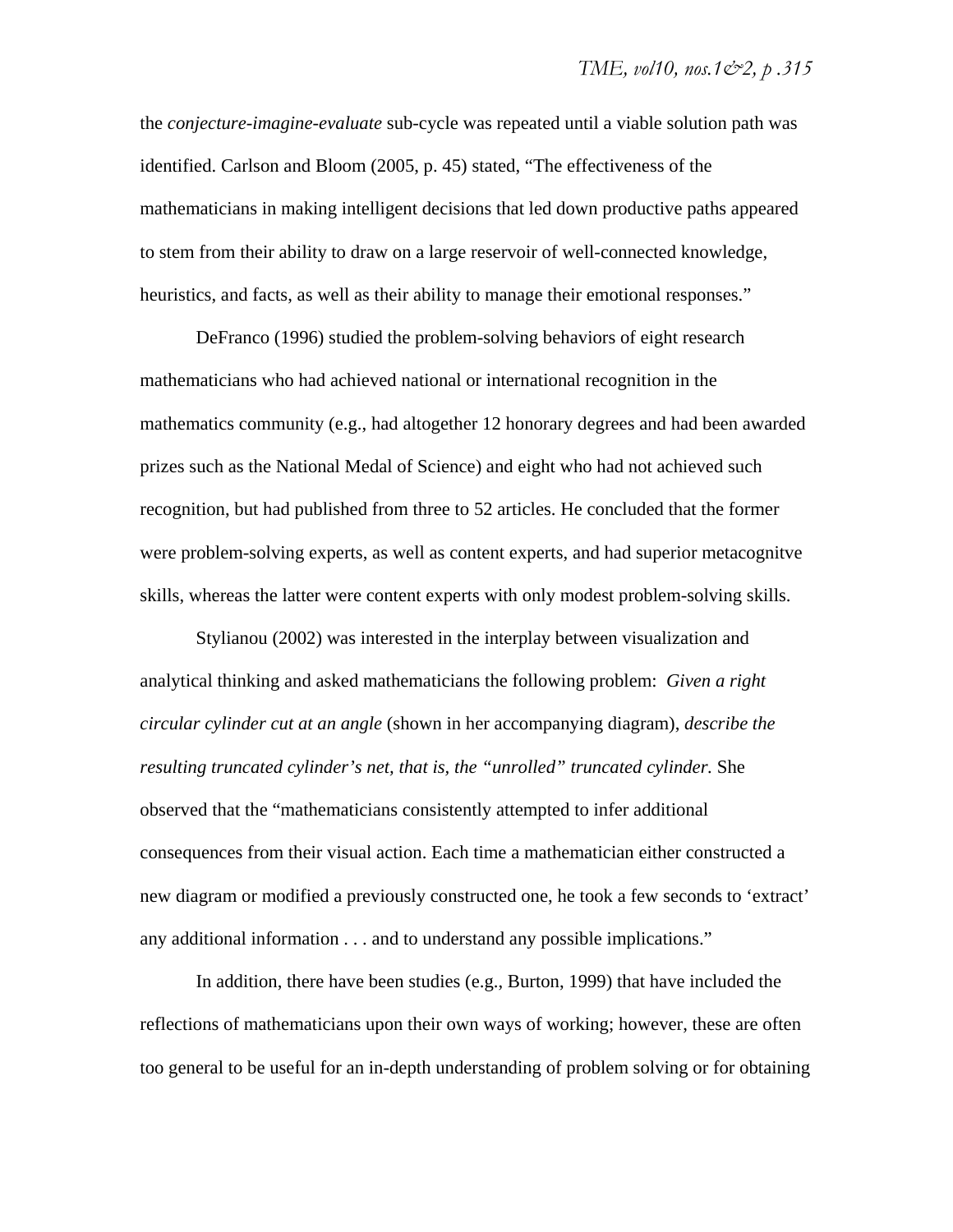the *conjecture-imagine-evaluate* sub-cycle was repeated until a viable solution path was identified. Carlson and Bloom (2005, p. 45) stated, "The effectiveness of the mathematicians in making intelligent decisions that led down productive paths appeared to stem from their ability to draw on a large reservoir of well-connected knowledge, heuristics, and facts, as well as their ability to manage their emotional responses."

DeFranco (1996) studied the problem-solving behaviors of eight research mathematicians who had achieved national or international recognition in the mathematics community (e.g., had altogether 12 honorary degrees and had been awarded prizes such as the National Medal of Science) and eight who had not achieved such recognition, but had published from three to 52 articles. He concluded that the former were problem-solving experts, as well as content experts, and had superior metacognitve skills, whereas the latter were content experts with only modest problem-solving skills.

Stylianou (2002) was interested in the interplay between visualization and analytical thinking and asked mathematicians the following problem: *Given a right circular cylinder cut at an angle* (shown in her accompanying diagram), *describe the resulting truncated cylinder's net, that is, the "unrolled" truncated cylinder.* She observed that the "mathematicians consistently attempted to infer additional consequences from their visual action. Each time a mathematician either constructed a new diagram or modified a previously constructed one, he took a few seconds to 'extract' any additional information . . . and to understand any possible implications."

In addition, there have been studies (e.g., Burton, 1999) that have included the reflections of mathematicians upon their own ways of working; however, these are often too general to be useful for an in-depth understanding of problem solving or for obtaining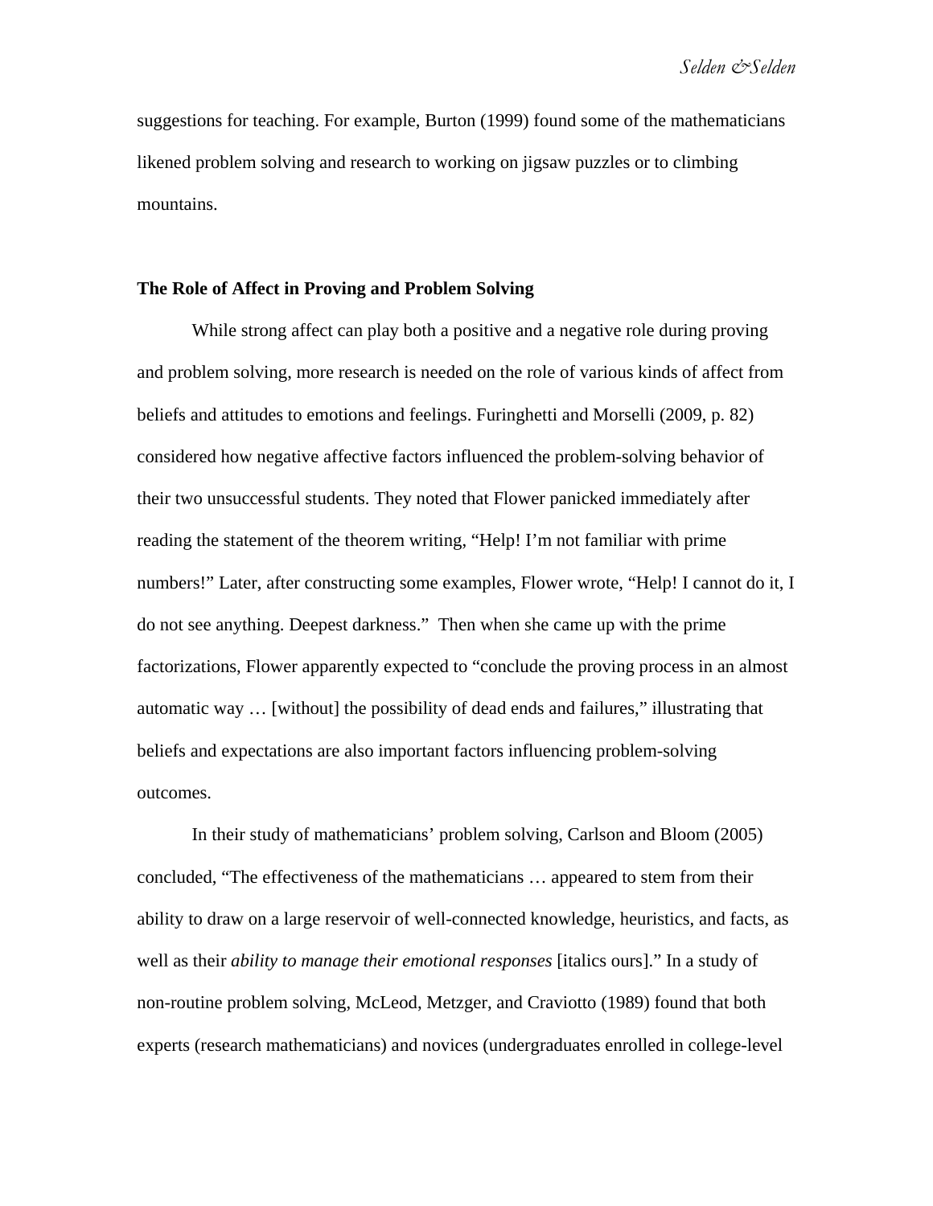suggestions for teaching. For example, Burton (1999) found some of the mathematicians likened problem solving and research to working on jigsaw puzzles or to climbing mountains.

## The Role of Affect in Proving and Problem Solving

While strong affect can play both a positive and a negative role during proving and problem solving, more research is needed on the role of various kinds of affect from beliefs and attitudes to emotions and feelings. Furinghetti and Morselli (2009, p. 82) considered how negative affective factors influenced the problem-solving behavior of their two unsuccessful students. They noted that Flower panicked immediately after reading the statement of the theorem writing, “Help! I’m not familiar with prime numbers!” Later, after constructing some examples, Flower wrote, “Help! I cannot do it, I do not see anything. Deepest darkness.” Then when she came up with the prime factorizations, Flower apparently expected to “conclude the proving process in an almost automatic way … [without] the possibility of dead ends and failures,” illustrating that beliefs and expectations are also important factors influencing problem-solving outcomes.

In their study of mathematicians’ problem solving, Carlson and Bloom (2005) concluded, “The effectiveness of the mathematicians … appeared to stem from their ability to draw on a large reservoir of well-connected knowledge, heuristics, and facts, as well as their *ability to manage their emotional responses* [italics ours].” In a study of non-routine problem solving, McLeod, Metzger, and Craviotto (1989) found that both experts (research mathematicians) and novices (undergraduates enrolled in college-level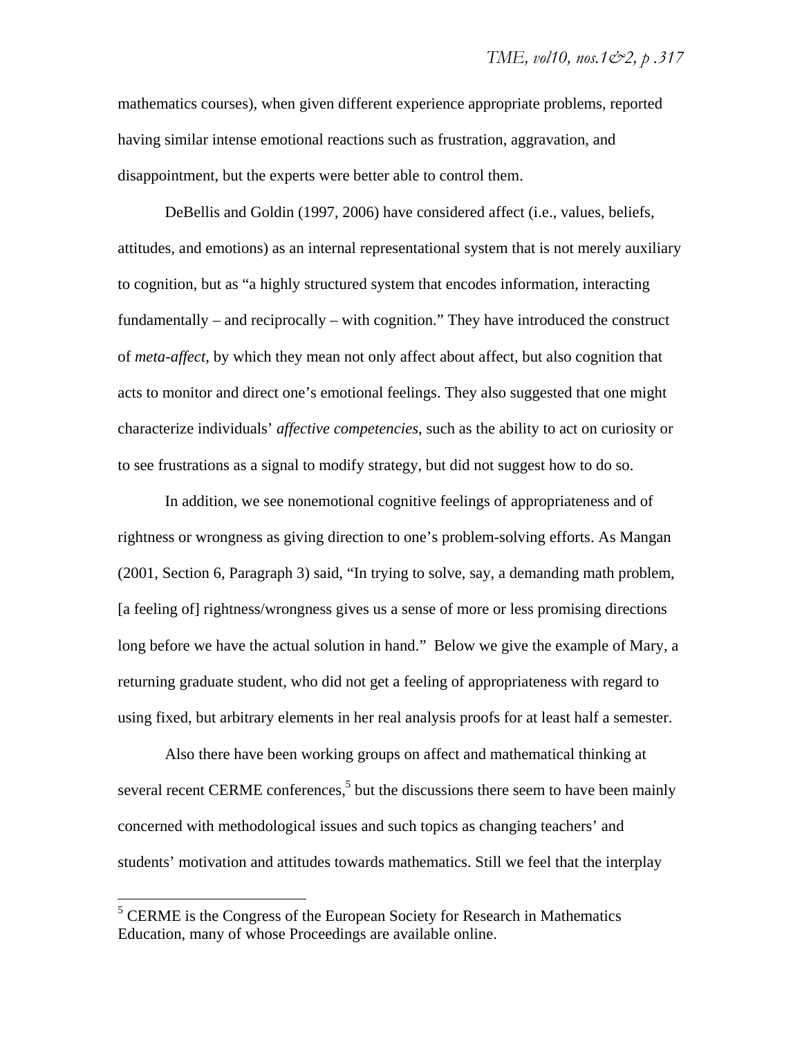mathematics courses), when given different experience appropriate problems, reported having similar intense emotional reactions such as frustration, aggravation, and disappointment, but the experts were better able to control them.

DeBellis and Goldin (1997, 2006) have considered affect (i.e., values, beliefs, attitudes, and emotions) as an internal representational system that is not merely auxiliary to cognition, but as "a highly structured system that encodes information, interacting fundamentally – and reciprocally – with cognition." They have introduced the construct of *meta-affect*, by which they mean not only affect about affect, but also cognition that acts to monitor and direct one's emotional feelings. They also suggested that one might characterize individuals' *affective competencies*, such as the ability to act on curiosity or to see frustrations as a signal to modify strategy, but did not suggest how to do so.

In addition, we see nonemotional cognitive feelings of appropriateness and of rightness or wrongness as giving direction to one's problem-solving efforts. As Mangan (2001, Section 6, Paragraph 3) said, "In trying to solve, say, a demanding math problem, [a feeling of] rightness/wrongness gives us a sense of more or less promising directions long before we have the actual solution in hand." Below we give the example of Mary, a returning graduate student, who did not get a feeling of appropriateness with regard to using fixed, but arbitrary elements in her real analysis proofs for at least half a semester.

Also there have been working groups on affect and mathematical thinking at several recent CERME conferences,[5] but the discussions there seem to have been mainly concerned with methodological issues and such topics as changing teachers' and students' motivation and attitudes towards mathematics. Still we feel that the interplay

[5] CERME is the Congress of the European Society for Research in Mathematics Education, many of whose Proceedings are available online.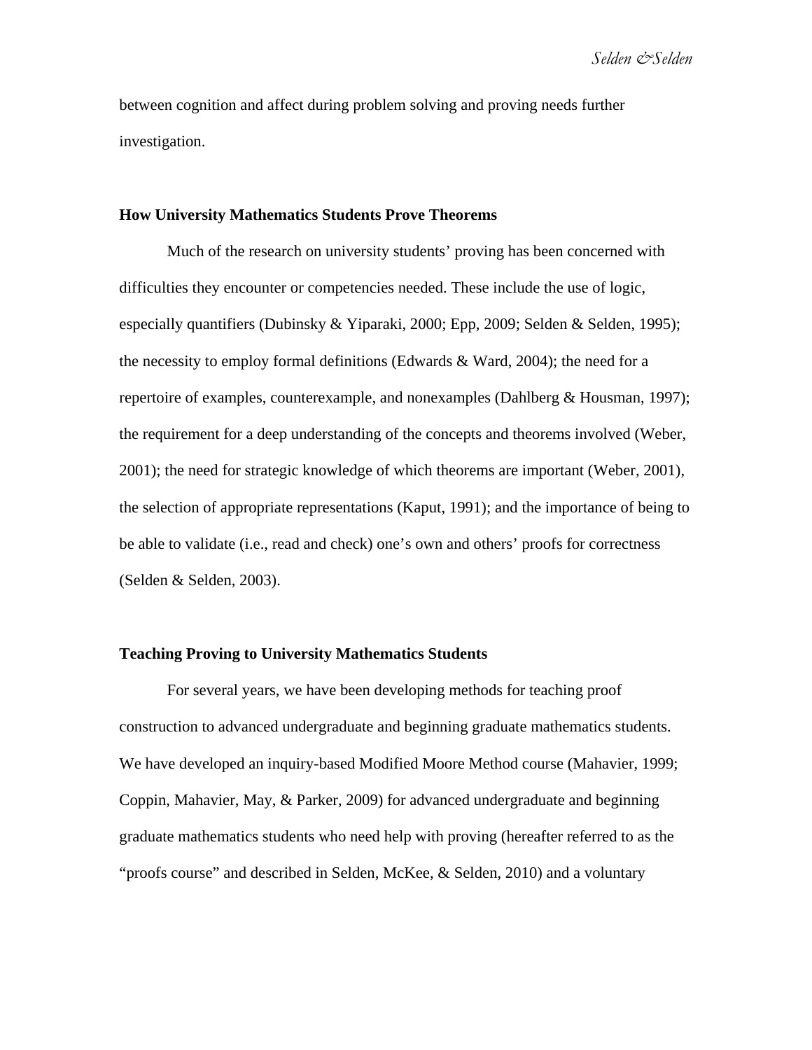between cognition and affect during problem solving and proving needs further investigation.

## How University Mathematics Students Prove Theorems

Much of the research on university students' proving has been concerned with difficulties they encounter or competencies needed. These include the use of logic, especially quantifiers (Dubinsky & Yiparaki, 2000; Epp, 2009; Selden & Selden, 1995); the necessity to employ formal definitions (Edwards & Ward, 2004); the need for a repertoire of examples, counterexample, and nonexamples (Dahlberg & Housman, 1997); the requirement for a deep understanding of the concepts and theorems involved (Weber, 2001); the need for strategic knowledge of which theorems are important (Weber, 2001), the selection of appropriate representations (Kaput, 1991); and the importance of being to be able to validate (i.e., read and check) one's own and others' proofs for correctness (Selden & Selden, 2003).

## Teaching Proving to University Mathematics Students

For several years, we have been developing methods for teaching proof construction to advanced undergraduate and beginning graduate mathematics students. We have developed an inquiry-based Modified Moore Method course (Mahavier, 1999; Coppin, Mahavier, May, & Parker, 2009) for advanced undergraduate and beginning graduate mathematics students who need help with proving (hereafter referred to as the "proofs course" and described in Selden, McKee, & Selden, 2010) and a voluntary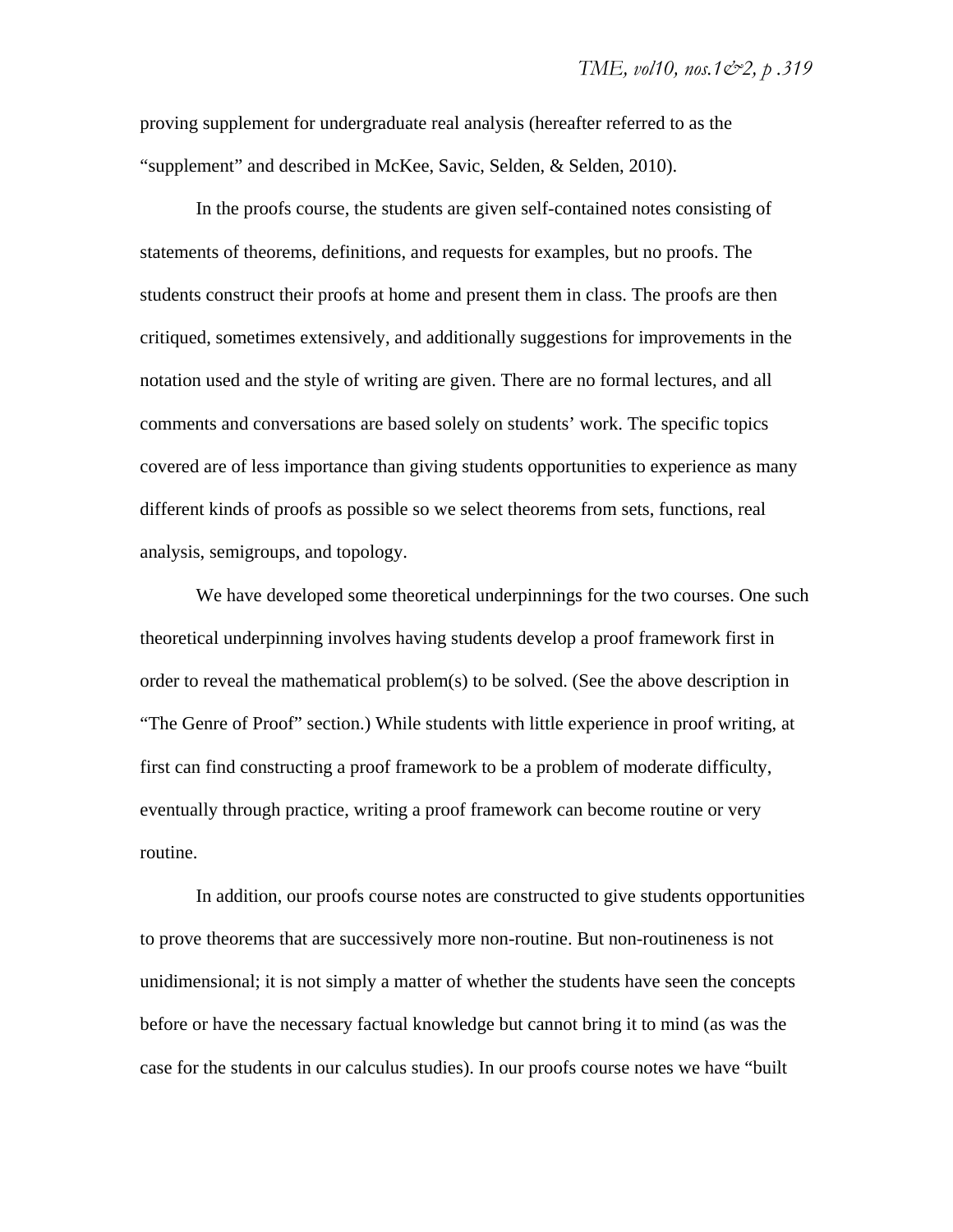proving supplement for undergraduate real analysis (hereafter referred to as the "supplement" and described in McKee, Savic, Selden, & Selden, 2010).

In the proofs course, the students are given self-contained notes consisting of statements of theorems, definitions, and requests for examples, but no proofs. The students construct their proofs at home and present them in class. The proofs are then critiqued, sometimes extensively, and additionally suggestions for improvements in the notation used and the style of writing are given. There are no formal lectures, and all comments and conversations are based solely on students' work. The specific topics covered are of less importance than giving students opportunities to experience as many different kinds of proofs as possible so we select theorems from sets, functions, real analysis, semigroups, and topology.

We have developed some theoretical underpinnings for the two courses. One such theoretical underpinning involves having students develop a proof framework first in order to reveal the mathematical problem(s) to be solved. (See the above description in "The Genre of Proof" section.) While students with little experience in proof writing, at first can find constructing a proof framework to be a problem of moderate difficulty, eventually through practice, writing a proof framework can become routine or very routine.

In addition, our proofs course notes are constructed to give students opportunities to prove theorems that are successively more non-routine. But non-routineness is not unidimensional; it is not simply a matter of whether the students have seen the concepts before or have the necessary factual knowledge but cannot bring it to mind (as was the case for the students in our calculus studies). In our proofs course notes we have "built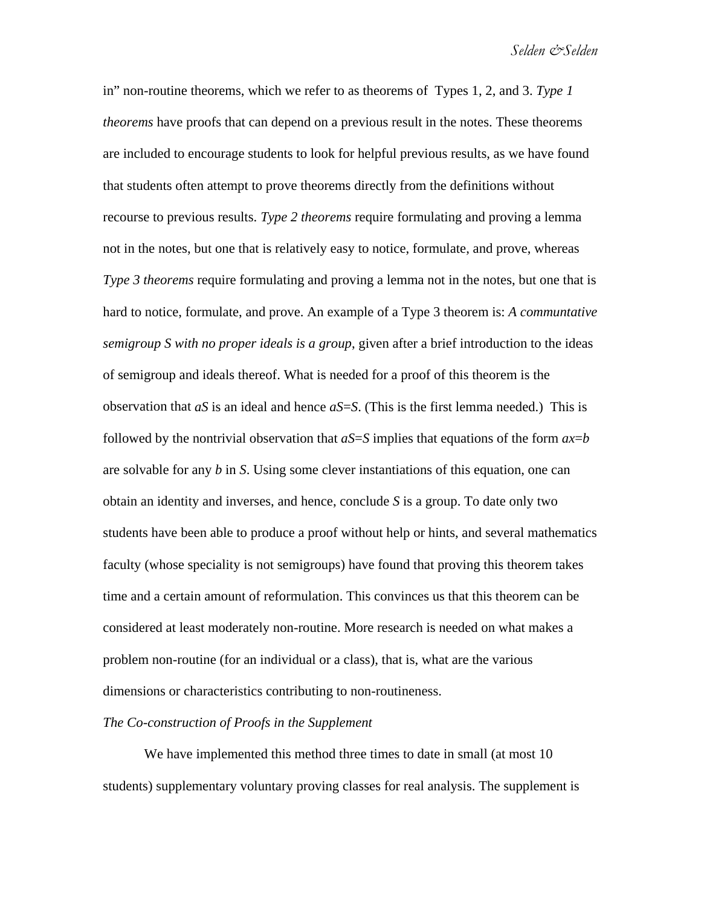in" non-routine theorems, which we refer to as theorems of Types 1, 2, and 3. *Type 1 theorems* have proofs that can depend on a previous result in the notes. These theorems are included to encourage students to look for helpful previous results, as we have found that students often attempt to prove theorems directly from the definitions without recourse to previous results. *Type 2 theorems* require formulating and proving a lemma not in the notes, but one that is relatively easy to notice, formulate, and prove, whereas *Type 3 theorems* require formulating and proving a lemma not in the notes, but one that is hard to notice, formulate, and prove. An example of a Type 3 theorem is: *A communtative semigroup S with no proper ideals is a group*, given after a brief introduction to the ideas of semigroup and ideals thereof. What is needed for a proof of this theorem is the observation that $aS$ is an ideal and hence $aS=S$. (This is the first lemma needed.) This is followed by the nontrivial observation that $aS=S$ implies that equations of the form $ax=b$ are solvable for any $b$ in $S$. Using some clever instantiations of this equation, one can obtain an identity and inverses, and hence, conclude $S$ is a group. To date only two students have been able to produce a proof without help or hints, and several mathematics faculty (whose speciality is not semigroups) have found that proving this theorem takes time and a certain amount of reformulation. This convinces us that this theorem can be considered at least moderately non-routine. More research is needed on what makes a problem non-routine (for an individual or a class), that is, what are the various dimensions or characteristics contributing to non-routineness.

*The Co-construction of Proofs in the Supplement*

We have implemented this method three times to date in small (at most 10 students) supplementary voluntary proving classes for real analysis. The supplement is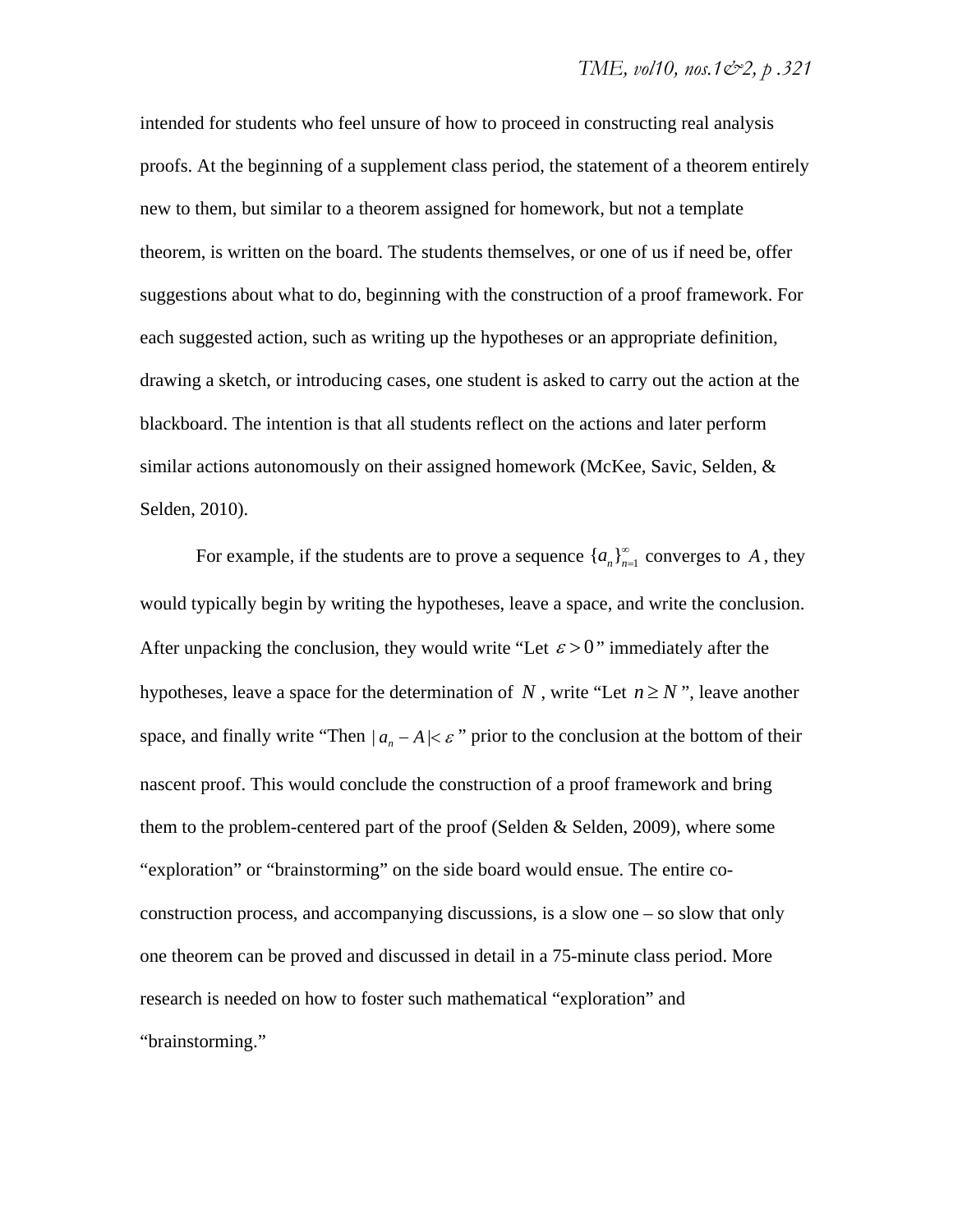intended for students who feel unsure of how to proceed in constructing real analysis proofs. At the beginning of a supplement class period, the statement of a theorem entirely new to them, but similar to a theorem assigned for homework, but not a template theorem, is written on the board. The students themselves, or one of us if need be, offer suggestions about what to do, beginning with the construction of a proof framework. For each suggested action, such as writing up the hypotheses or an appropriate definition, drawing a sketch, or introducing cases, one student is asked to carry out the action at the blackboard. The intention is that all students reflect on the actions and later perform similar actions autonomously on their assigned homework (McKee, Savic, Selden, & Selden, 2010).

For example, if the students are to prove a sequence $\{a_n\}_{n=1}^{\infty}$ converges to $A$, they would typically begin by writing the hypotheses, leave a space, and write the conclusion. After unpacking the conclusion, they would write "Let $\varepsilon > 0$" immediately after the hypotheses, leave a space for the determination of $N$, write "Let $n \geq N$", leave another space, and finally write "Then $|a_n - A| < \varepsilon$" prior to the conclusion at the bottom of their nascent proof. This would conclude the construction of a proof framework and bring them to the problem-centered part of the proof (Selden & Selden, 2009), where some "exploration" or "brainstorming" on the side board would ensue. The entire co-construction process, and accompanying discussions, is a slow one – so slow that only one theorem can be proved and discussed in detail in a 75-minute class period. More research is needed on how to foster such mathematical "exploration" and "brainstorming."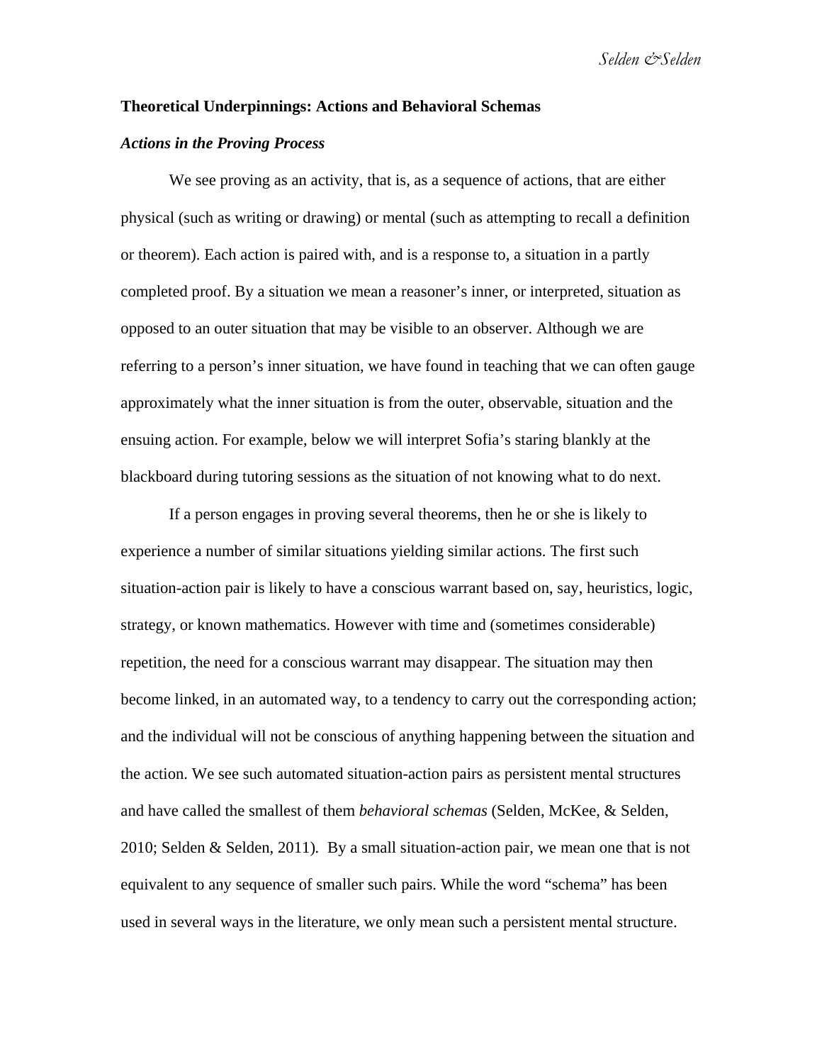**Theoretical Underpinnings: Actions and Behavioral Schemas**

***Actions in the Proving Process***

We see proving as an activity, that is, as a sequence of actions, that are either physical (such as writing or drawing) or mental (such as attempting to recall a definition or theorem). Each action is paired with, and is a response to, a situation in a partly completed proof. By a situation we mean a reasoner's inner, or interpreted, situation as opposed to an outer situation that may be visible to an observer. Although we are referring to a person's inner situation, we have found in teaching that we can often gauge approximately what the inner situation is from the outer, observable, situation and the ensuing action. For example, below we will interpret Sofia's staring blankly at the blackboard during tutoring sessions as the situation of not knowing what to do next.

If a person engages in proving several theorems, then he or she is likely to experience a number of similar situations yielding similar actions. The first such situation-action pair is likely to have a conscious warrant based on, say, heuristics, logic, strategy, or known mathematics. However with time and (sometimes considerable) repetition, the need for a conscious warrant may disappear. The situation may then become linked, in an automated way, to a tendency to carry out the corresponding action; and the individual will not be conscious of anything happening between the situation and the action. We see such automated situation-action pairs as persistent mental structures and have called the smallest of them *behavioral schemas* (Selden, McKee, & Selden, 2010; Selden & Selden, 2011). By a small situation-action pair, we mean one that is not equivalent to any sequence of smaller such pairs. While the word "schema" has been used in several ways in the literature, we only mean such a persistent mental structure.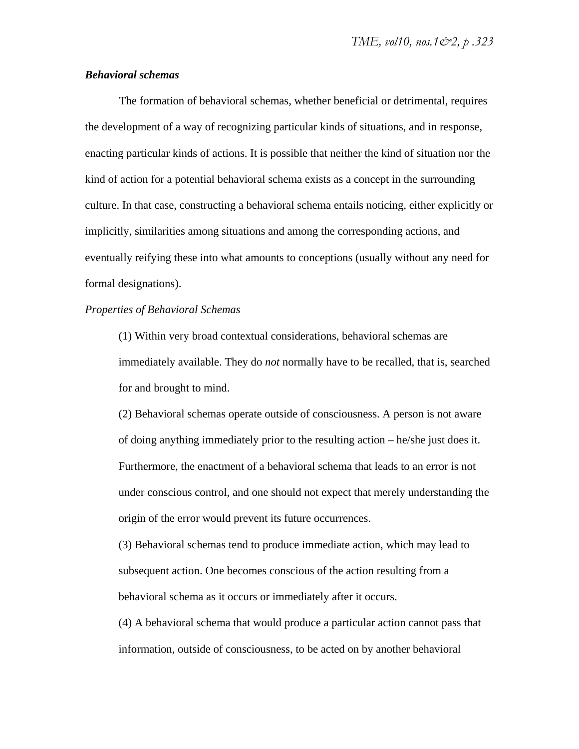### *Behavioral schemas*

The formation of behavioral schemas, whether beneficial or detrimental, requires the development of a way of recognizing particular kinds of situations, and in response, enacting particular kinds of actions. It is possible that neither the kind of situation nor the kind of action for a potential behavioral schema exists as a concept in the surrounding culture. In that case, constructing a behavioral schema entails noticing, either explicitly or implicitly, similarities among situations and among the corresponding actions, and eventually reifying these into what amounts to conceptions (usually without any need for formal designations).

*Properties of Behavioral Schemas*

(1) Within very broad contextual considerations, behavioral schemas are immediately available. They do *not* normally have to be recalled, that is, searched for and brought to mind.

(2) Behavioral schemas operate outside of consciousness. A person is not aware of doing anything immediately prior to the resulting action – he/she just does it. Furthermore, the enactment of a behavioral schema that leads to an error is not under conscious control, and one should not expect that merely understanding the origin of the error would prevent its future occurrences.

(3) Behavioral schemas tend to produce immediate action, which may lead to subsequent action. One becomes conscious of the action resulting from a behavioral schema as it occurs or immediately after it occurs.

(4) A behavioral schema that would produce a particular action cannot pass that information, outside of consciousness, to be acted on by another behavioral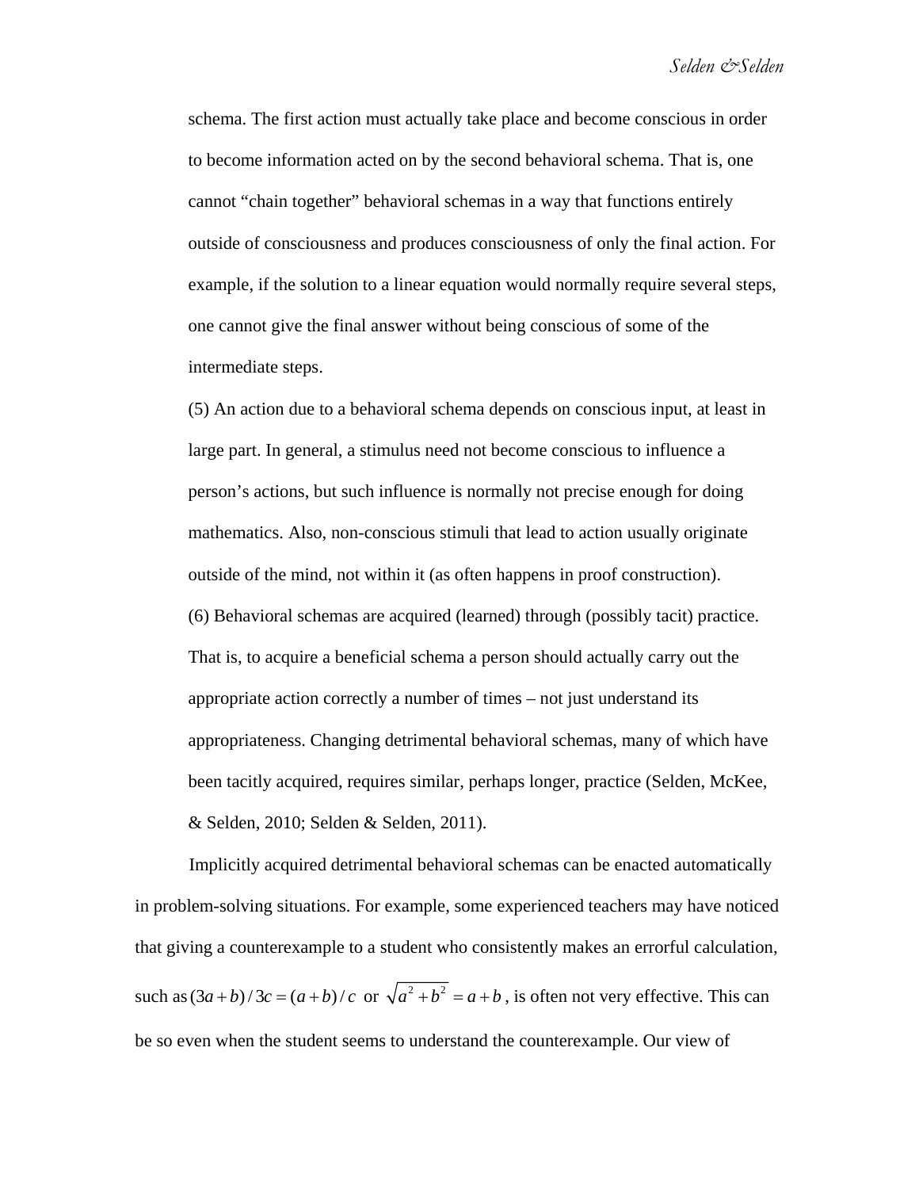schema. The first action must actually take place and become conscious in order to become information acted on by the second behavioral schema. That is, one cannot "chain together" behavioral schemas in a way that functions entirely outside of consciousness and produces consciousness of only the final action. For example, if the solution to a linear equation would normally require several steps, one cannot give the final answer without being conscious of some of the intermediate steps.

(5) An action due to a behavioral schema depends on conscious input, at least in large part. In general, a stimulus need not become conscious to influence a person's actions, but such influence is normally not precise enough for doing mathematics. Also, non-conscious stimuli that lead to action usually originate outside of the mind, not within it (as often happens in proof construction).

(6) Behavioral schemas are acquired (learned) through (possibly tacit) practice. That is, to acquire a beneficial schema a person should actually carry out the appropriate action correctly a number of times – not just understand its appropriateness. Changing detrimental behavioral schemas, many of which have been tacitly acquired, requires similar, perhaps longer, practice (Selden, McKee, & Selden, 2010; Selden & Selden, 2011).

Implicitly acquired detrimental behavioral schemas can be enacted automatically in problem-solving situations. For example, some experienced teachers may have noticed that giving a counterexample to a student who consistently makes an errorful calculation, such as $(3a+b)/3c = (a+b)/c$ or $\sqrt{a^2+b^2} = a+b$, is often not very effective. This can be so even when the student seems to understand the counterexample. Our view of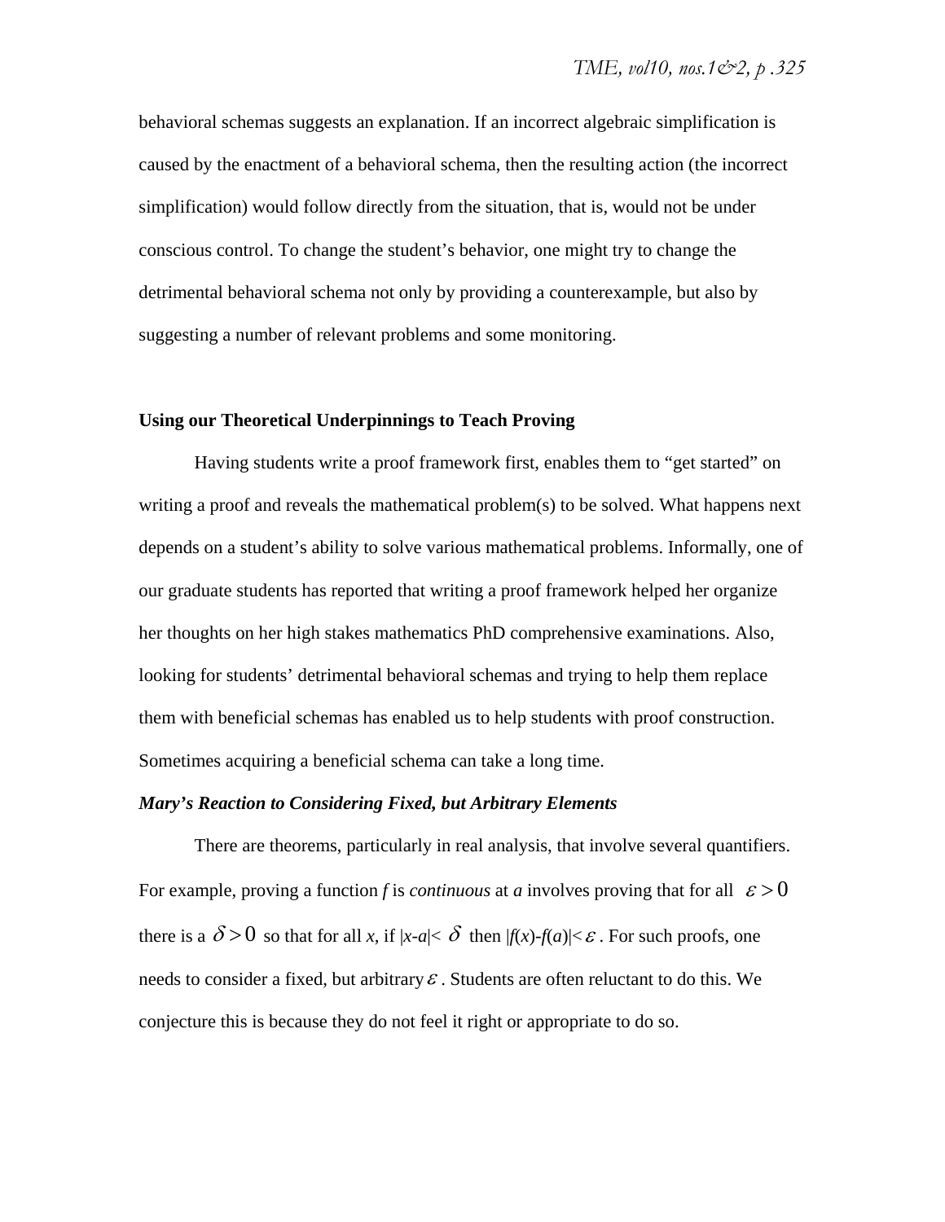behavioral schemas suggests an explanation. If an incorrect algebraic simplification is caused by the enactment of a behavioral schema, then the resulting action (the incorrect simplification) would follow directly from the situation, that is, would not be under conscious control. To change the student's behavior, one might try to change the detrimental behavioral schema not only by providing a counterexample, but also by suggesting a number of relevant problems and some monitoring.

**Using our Theoretical Underpinnings to Teach Proving**

Having students write a proof framework first, enables them to "get started" on writing a proof and reveals the mathematical problem(s) to be solved. What happens next depends on a student's ability to solve various mathematical problems. Informally, one of our graduate students has reported that writing a proof framework helped her organize her thoughts on her high stakes mathematics PhD comprehensive examinations. Also, looking for students' detrimental behavioral schemas and trying to help them replace them with beneficial schemas has enabled us to help students with proof construction. Sometimes acquiring a beneficial schema can take a long time.

***Mary's Reaction to Considering Fixed, but Arbitrary Elements***

There are theorems, particularly in real analysis, that involve several quantifiers. For example, proving a function *f* is *continuous* at *a* involves proving that for all $\varepsilon > 0$ there is a $\delta > 0$ so that for all *x*, if $|x-a| < \delta$ then $|f(x)-f(a)| < \varepsilon$. For such proofs, one needs to consider a fixed, but arbitrary $\varepsilon$. Students are often reluctant to do this. We conjecture this is because they do not feel it right or appropriate to do so.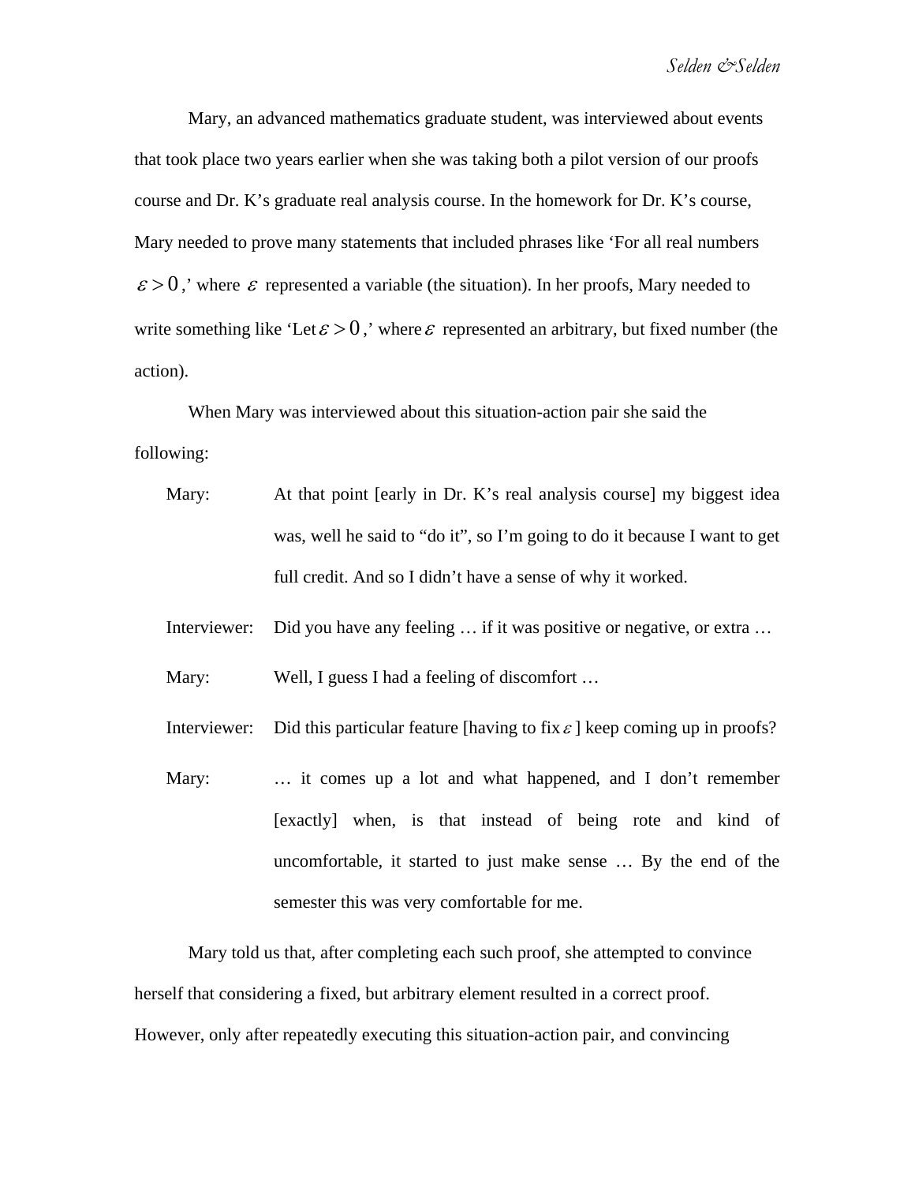Mary, an advanced mathematics graduate student, was interviewed about events that took place two years earlier when she was taking both a pilot version of our proofs course and Dr. K's graduate real analysis course. In the homework for Dr. K's course, Mary needed to prove many statements that included phrases like 'For all real numbers $\varepsilon > 0$,' where $\varepsilon$ represented a variable (the situation). In her proofs, Mary needed to write something like 'Let $\varepsilon > 0$,' where $\varepsilon$ represented an arbitrary, but fixed number (the action).

When Mary was interviewed about this situation-action pair she said the following:

Mary: At that point [early in Dr. K's real analysis course] my biggest idea was, well he said to "do it", so I'm going to do it because I want to get full credit. And so I didn't have a sense of why it worked.

Interviewer: Did you have any feeling … if it was positive or negative, or extra …

Mary: Well, I guess I had a feeling of discomfort …

Interviewer: Did this particular feature [having to fix $\varepsilon$] keep coming up in proofs?

Mary: … it comes up a lot and what happened, and I don't remember [exactly] when, is that instead of being rote and kind of uncomfortable, it started to just make sense … By the end of the semester this was very comfortable for me.

Mary told us that, after completing each such proof, she attempted to convince herself that considering a fixed, but arbitrary element resulted in a correct proof. However, only after repeatedly executing this situation-action pair, and convincing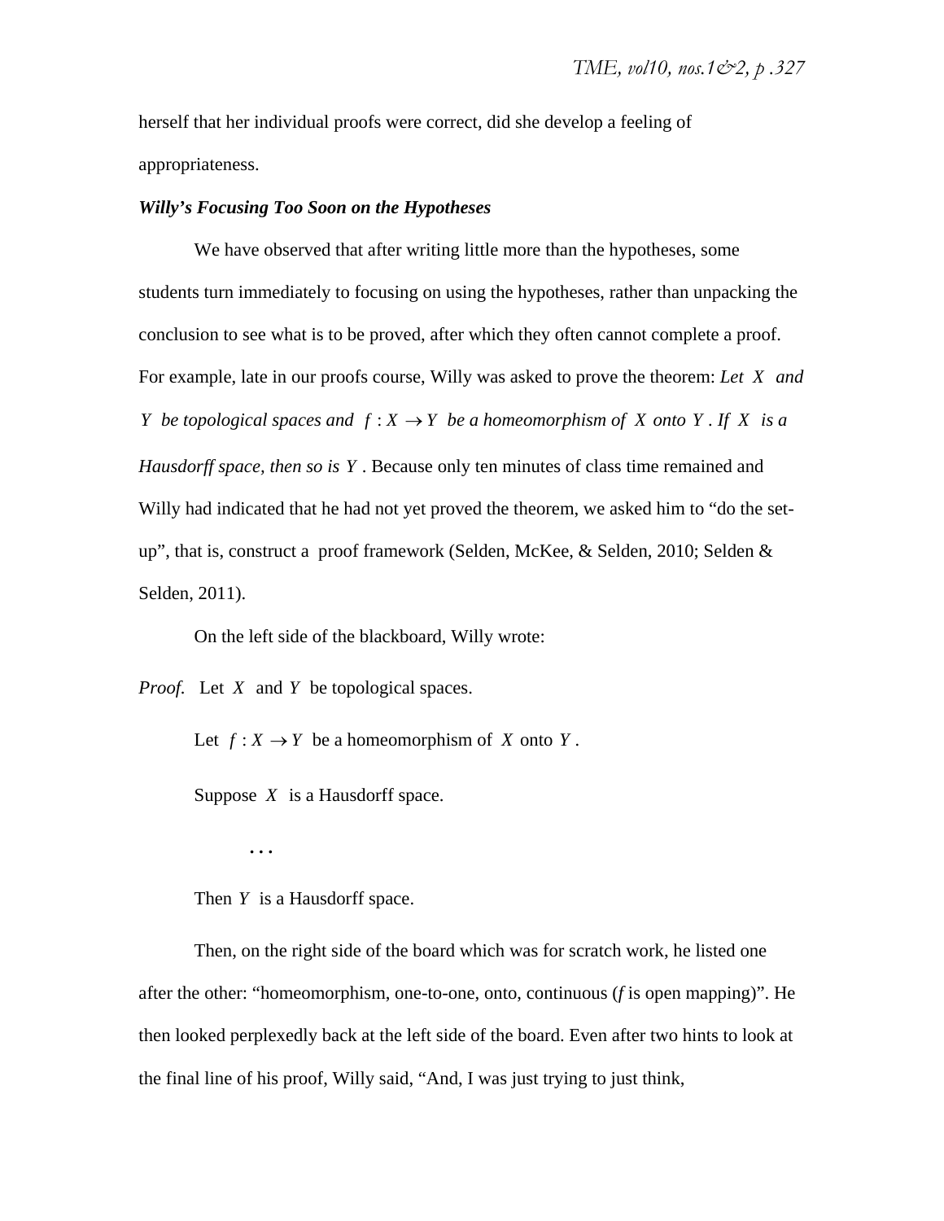herself that her individual proofs were correct, did she develop a feeling of appropriateness.

***Willy's Focusing Too Soon on the Hypotheses***

We have observed that after writing little more than the hypotheses, some students turn immediately to focusing on using the hypotheses, rather than unpacking the conclusion to see what is to be proved, after which they often cannot complete a proof. For example, late in our proofs course, Willy was asked to prove the theorem: *Let $X$ and $Y$ be topological spaces and $f: X \rightarrow Y$ be a homeomorphism of $X$ onto $Y$. If $X$ is a Hausdorff space, then so is $Y$.* Because only ten minutes of class time remained and Willy had indicated that he had not yet proved the theorem, we asked him to "do the set-up", that is, construct a proof framework (Selden, McKee, & Selden, 2010; Selden & Selden, 2011).

On the left side of the blackboard, Willy wrote:

*Proof.* Let $X$ and $Y$ be topological spaces.

Let $f: X \rightarrow Y$ be a homeomorphism of $X$ onto $Y$.

Suppose $X$ is a Hausdorff space.

$\ldots$

Then $Y$ is a Hausdorff space.

Then, on the right side of the board which was for scratch work, he listed one after the other: "homeomorphism, one-to-one, onto, continuous (*f* is open mapping)". He then looked perplexedly back at the left side of the board. Even after two hints to look at the final line of his proof, Willy said, "And, I was just trying to just think,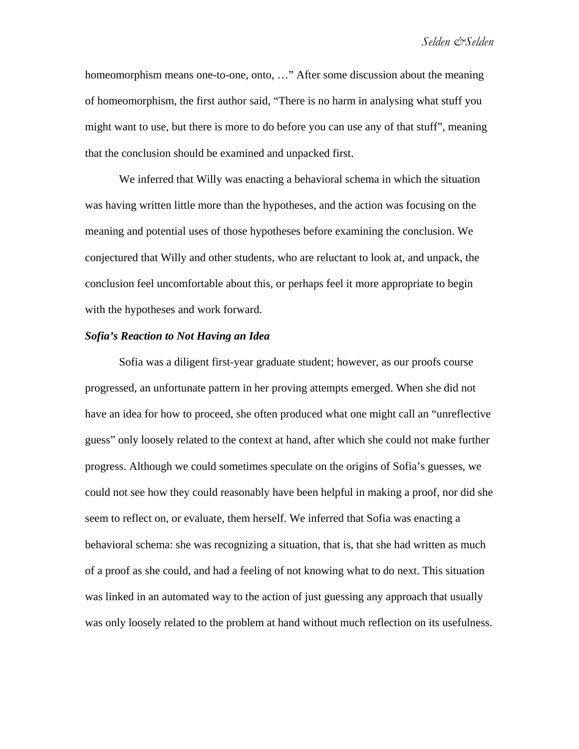homeomorphism means one-to-one, onto, …" After some discussion about the meaning of homeomorphism, the first author said, "There is no harm in analysing what stuff you might want to use, but there is more to do before you can use any of that stuff", meaning that the conclusion should be examined and unpacked first.

We inferred that Willy was enacting a behavioral schema in which the situation was having written little more than the hypotheses, and the action was focusing on the meaning and potential uses of those hypotheses before examining the conclusion. We conjectured that Willy and other students, who are reluctant to look at, and unpack, the conclusion feel uncomfortable about this, or perhaps feel it more appropriate to begin with the hypotheses and work forward.

### *Sofia's Reaction to Not Having an Idea*

Sofia was a diligent first-year graduate student; however, as our proofs course progressed, an unfortunate pattern in her proving attempts emerged. When she did not have an idea for how to proceed, she often produced what one might call an "unreflective guess" only loosely related to the context at hand, after which she could not make further progress. Although we could sometimes speculate on the origins of Sofia's guesses, we could not see how they could reasonably have been helpful in making a proof, nor did she seem to reflect on, or evaluate, them herself. We inferred that Sofia was enacting a behavioral schema: she was recognizing a situation, that is, that she had written as much of a proof as she could, and had a feeling of not knowing what to do next. This situation was linked in an automated way to the action of just guessing any approach that usually was only loosely related to the problem at hand without much reflection on its usefulness.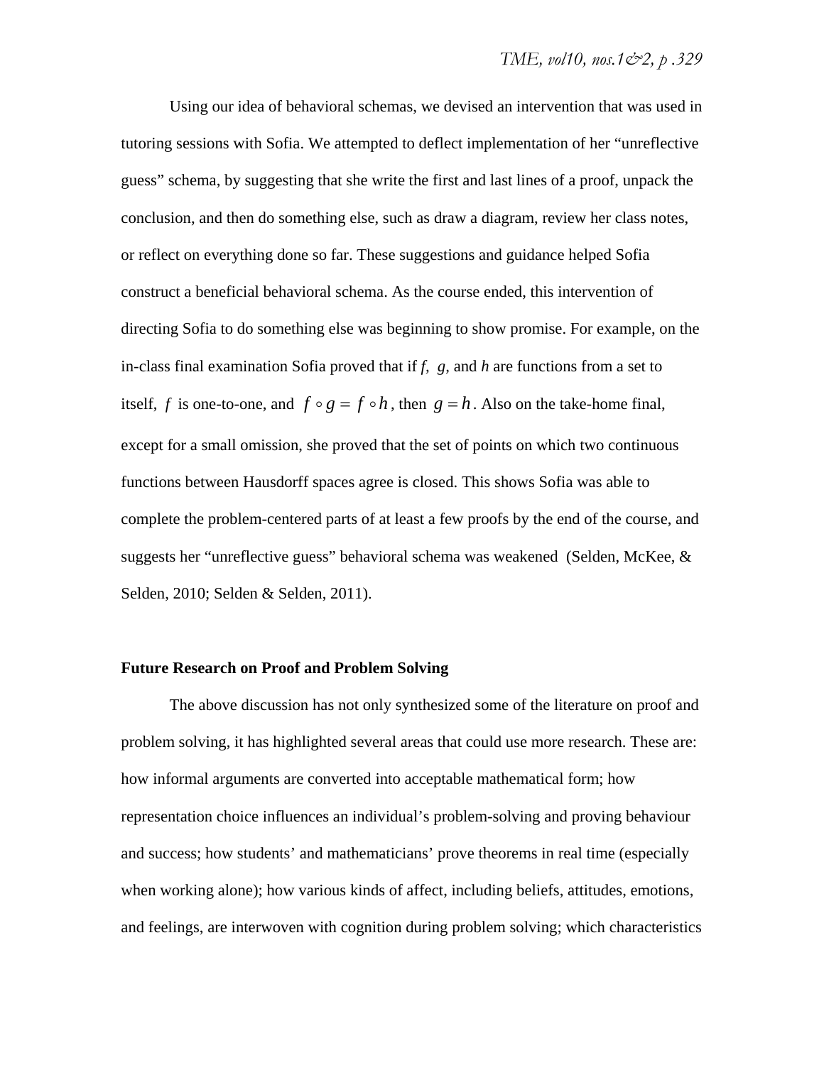Using our idea of behavioral schemas, we devised an intervention that was used in tutoring sessions with Sofia. We attempted to deflect implementation of her "unreflective guess" schema, by suggesting that she write the first and last lines of a proof, unpack the conclusion, and then do something else, such as draw a diagram, review her class notes, or reflect on everything done so far. These suggestions and guidance helped Sofia construct a beneficial behavioral schema. As the course ended, this intervention of directing Sofia to do something else was beginning to show promise. For example, on the in-class final examination Sofia proved that if *f*, *g*, and *h* are functions from a set to itself, $f$ is one-to-one, and $f \circ g = f \circ h$, then $g = h$. Also on the take-home final, except for a small omission, she proved that the set of points on which two continuous functions between Hausdorff spaces agree is closed. This shows Sofia was able to complete the problem-centered parts of at least a few proofs by the end of the course, and suggests her "unreflective guess" behavioral schema was weakened (Selden, McKee, & Selden, 2010; Selden & Selden, 2011).

## Future Research on Proof and Problem Solving

The above discussion has not only synthesized some of the literature on proof and problem solving, it has highlighted several areas that could use more research. These are: how informal arguments are converted into acceptable mathematical form; how representation choice influences an individual's problem-solving and proving behaviour and success; how students' and mathematicians' prove theorems in real time (especially when working alone); how various kinds of affect, including beliefs, attitudes, emotions, and feelings, are interwoven with cognition during problem solving; which characteristics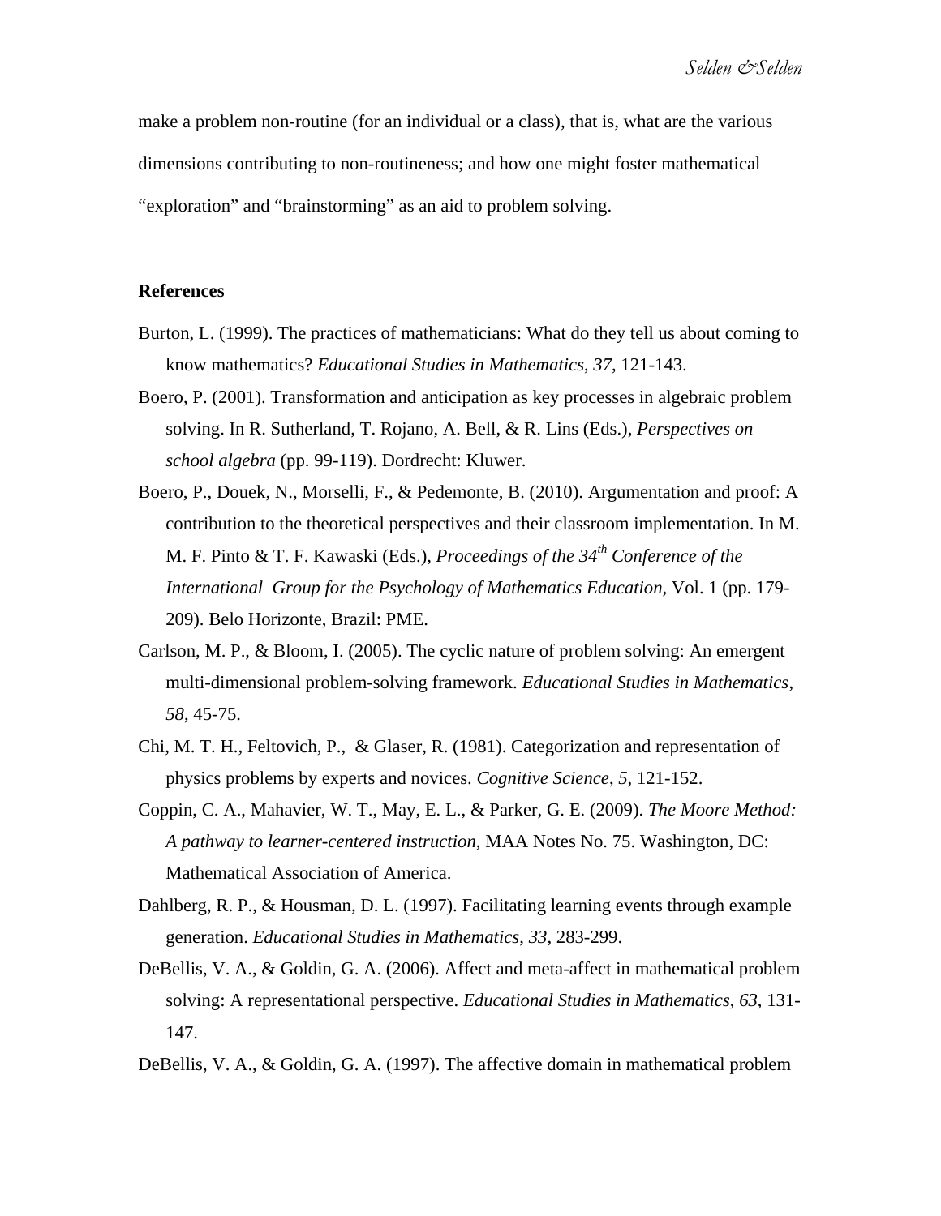make a problem non-routine (for an individual or a class), that is, what are the various dimensions contributing to non-routineness; and how one might foster mathematical "exploration" and "brainstorming" as an aid to problem solving.

## References

Burton, L. (1999). The practices of mathematicians: What do they tell us about coming to know mathematics? *Educational Studies in Mathematics*, *37*, 121-143.

Boero, P. (2001). Transformation and anticipation as key processes in algebraic problem solving. In R. Sutherland, T. Rojano, A. Bell, & R. Lins (Eds.), *Perspectives on school algebra* (pp. 99-119). Dordrecht: Kluwer.

Boero, P., Douek, N., Morselli, F., & Pedemonte, B. (2010). Argumentation and proof: A contribution to the theoretical perspectives and their classroom implementation. In M. M. F. Pinto & T. F. Kawaski (Eds.), *Proceedings of the 34th Conference of the International Group for the Psychology of Mathematics Education*, Vol. 1 (pp. 179-209). Belo Horizonte, Brazil: PME.

Carlson, M. P., & Bloom, I. (2005). The cyclic nature of problem solving: An emergent multi-dimensional problem-solving framework. *Educational Studies in Mathematics*, *58*, 45-75.

Chi, M. T. H., Feltovich, P., & Glaser, R. (1981). Categorization and representation of physics problems by experts and novices. *Cognitive Science*, *5*, 121-152.

Coppin, C. A., Mahavier, W. T., May, E. L., & Parker, G. E. (2009). *The Moore Method: A pathway to learner-centered instruction*, MAA Notes No. 75. Washington, DC: Mathematical Association of America.

Dahlberg, R. P., & Housman, D. L. (1997). Facilitating learning events through example generation. *Educational Studies in Mathematics*, *33*, 283-299.

DeBellis, V. A., & Goldin, G. A. (2006). Affect and meta-affect in mathematical problem solving: A representational perspective. *Educational Studies in Mathematics*, *63*, 131-147.

DeBellis, V. A., & Goldin, G. A. (1997). The affective domain in mathematical problem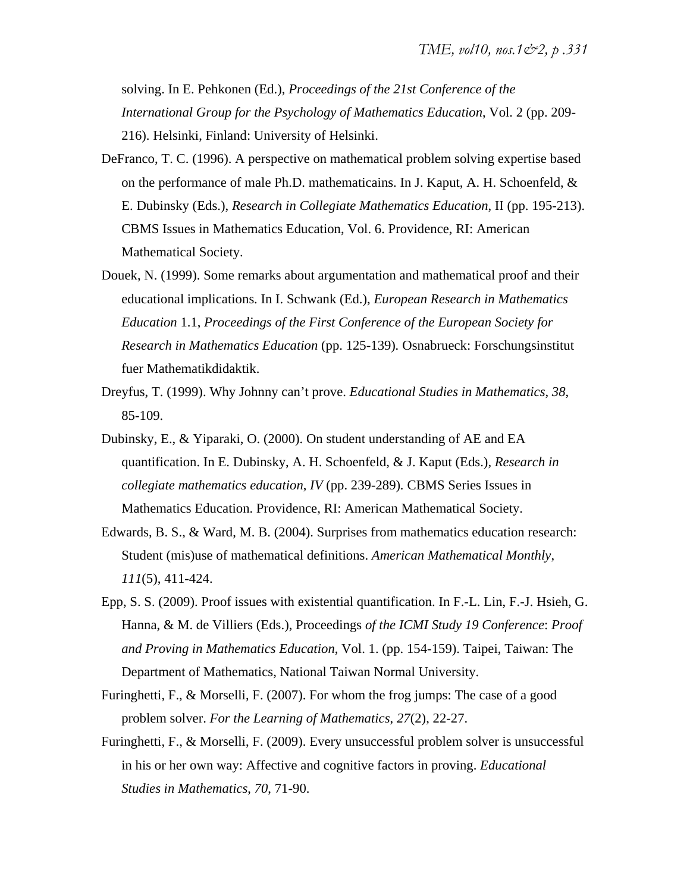solving. In E. Pehkonen (Ed.), *Proceedings of the 21st Conference of the International Group for the Psychology of Mathematics Education*, Vol. 2 (pp. 209-216). Helsinki, Finland: University of Helsinki.

DeFranco, T. C. (1996). A perspective on mathematical problem solving expertise based on the performance of male Ph.D. mathematicains. In J. Kaput, A. H. Schoenfeld, & E. Dubinsky (Eds.), *Research in Collegiate Mathematics Education*, II (pp. 195-213). CBMS Issues in Mathematics Education, Vol. 6. Providence, RI: American Mathematical Society.

Douek, N. (1999). Some remarks about argumentation and mathematical proof and their educational implications. In I. Schwank (Ed.), *European Research in Mathematics Education* 1.1, *Proceedings of the First Conference of the European Society for Research in Mathematics Education* (pp. 125-139). Osnabrueck: Forschungsinstitut fuer Mathematikdidaktik.

Dreyfus, T. (1999). Why Johnny can't prove. *Educational Studies in Mathematics*, *38*, 85-109.

Dubinsky, E., & Yiparaki, O. (2000). On student understanding of AE and EA quantification. In E. Dubinsky, A. H. Schoenfeld, & J. Kaput (Eds.), *Research in collegiate mathematics education*, *IV* (pp. 239-289). CBMS Series Issues in Mathematics Education. Providence, RI: American Mathematical Society.

Edwards, B. S., & Ward, M. B. (2004). Surprises from mathematics education research: Student (mis)use of mathematical definitions. *American Mathematical Monthly*, *111*(5), 411-424.

Epp, S. S. (2009). Proof issues with existential quantification. In F.-L. Lin, F.-J. Hsieh, G. Hanna, & M. de Villiers (Eds.), Proceedings *of the ICMI Study 19 Conference*: *Proof and Proving in Mathematics Education*, Vol. 1. (pp. 154-159). Taipei, Taiwan: The Department of Mathematics, National Taiwan Normal University.

Furinghetti, F., & Morselli, F. (2007). For whom the frog jumps: The case of a good problem solver. *For the Learning of Mathematics*, *27*(2), 22-27.

Furinghetti, F., & Morselli, F. (2009). Every unsuccessful problem solver is unsuccessful in his or her own way: Affective and cognitive factors in proving. *Educational Studies in Mathematics*, *70*, 71-90.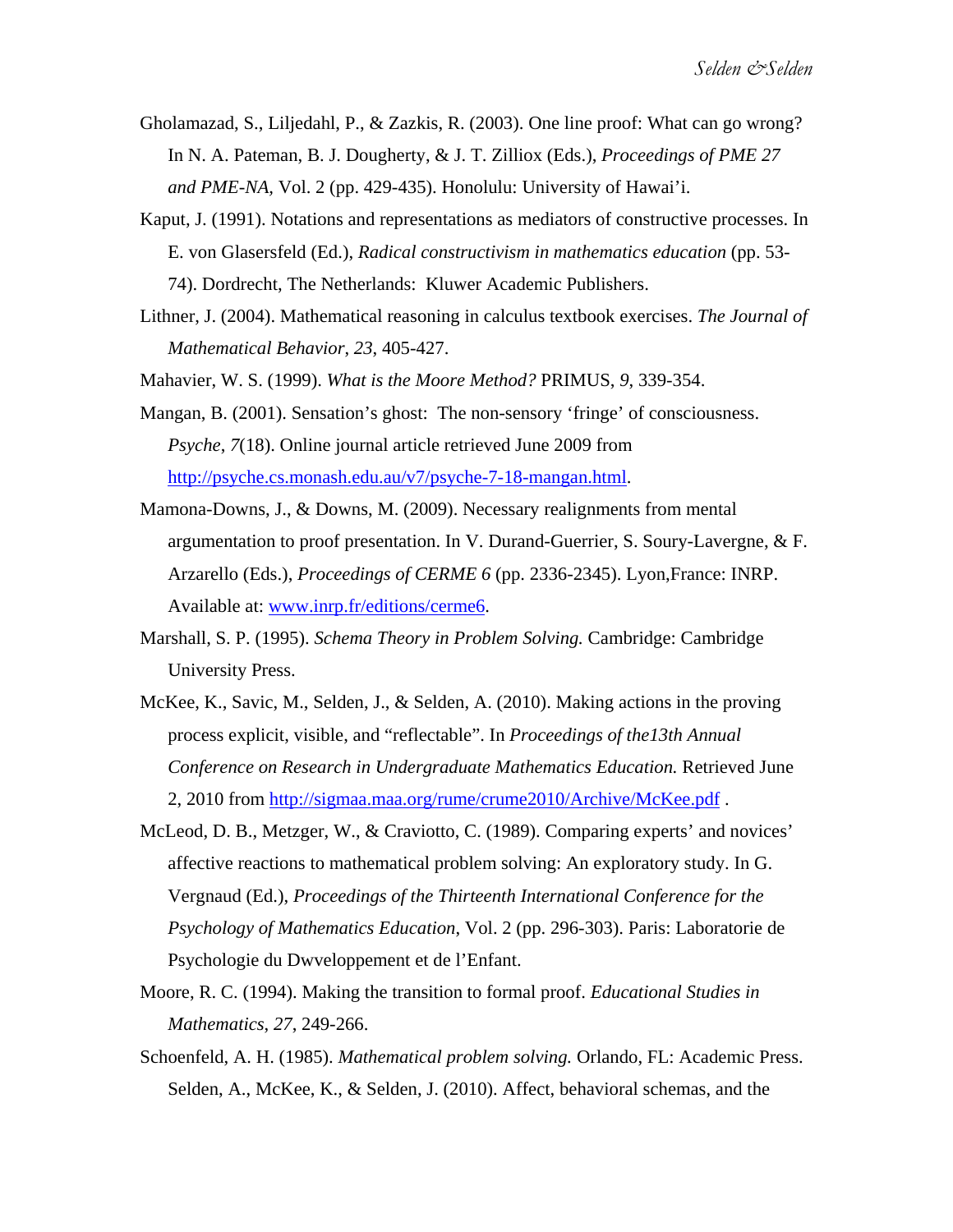Gholamazad, S., Liljedahl, P., & Zazkis, R. (2003). One line proof: What can go wrong? In N. A. Pateman, B. J. Dougherty, & J. T. Zilliox (Eds.), *Proceedings of PME 27 and PME-NA*, Vol. 2 (pp. 429-435). Honolulu: University of Hawai'i.

Kaput, J. (1991). Notations and representations as mediators of constructive processes. In E. von Glasersfeld (Ed.), *Radical constructivism in mathematics education* (pp. 53-74). Dordrecht, The Netherlands: Kluwer Academic Publishers.

Lithner, J. (2004). Mathematical reasoning in calculus textbook exercises. *The Journal of Mathematical Behavior*, *23*, 405-427.

Mahavier, W. S. (1999). *What is the Moore Method?* PRIMUS, *9*, 339-354.

Mangan, B. (2001). Sensation's ghost: The non-sensory 'fringe' of consciousness. *Psyche*, *7*(18). Online journal article retrieved June 2009 from http://psyche.cs.monash.edu.au/v7/psyche-7-18-mangan.html.

Mamona-Downs, J., & Downs, M. (2009). Necessary realignments from mental argumentation to proof presentation. In V. Durand-Guerrier, S. Soury-Lavergne, & F. Arzarello (Eds.), *Proceedings of CERME 6* (pp. 2336-2345). Lyon,France: INRP. Available at: www.inrp.fr/editions/cerme6.

Marshall, S. P. (1995). *Schema Theory in Problem Solving.* Cambridge: Cambridge University Press.

McKee, K., Savic, M., Selden, J., & Selden, A. (2010). Making actions in the proving process explicit, visible, and "reflectable". In *Proceedings of the13th Annual Conference on Research in Undergraduate Mathematics Education.* Retrieved June 2, 2010 from http://sigmaa.maa.org/rume/crume2010/Archive/McKee.pdf .

McLeod, D. B., Metzger, W., & Craviotto, C. (1989). Comparing experts' and novices' affective reactions to mathematical problem solving: An exploratory study. In G. Vergnaud (Ed.), *Proceedings of the Thirteenth International Conference for the Psychology of Mathematics Education*, Vol. 2 (pp. 296-303). Paris: Laboratorie de Psychologie du Dwveloppement et de l'Enfant.

Moore, R. C. (1994). Making the transition to formal proof. *Educational Studies in Mathematics*, *27*, 249-266.

Schoenfeld, A. H. (1985). *Mathematical problem solving.* Orlando, FL: Academic Press.

Selden, A., McKee, K., & Selden, J. (2010). Affect, behavioral schemas, and the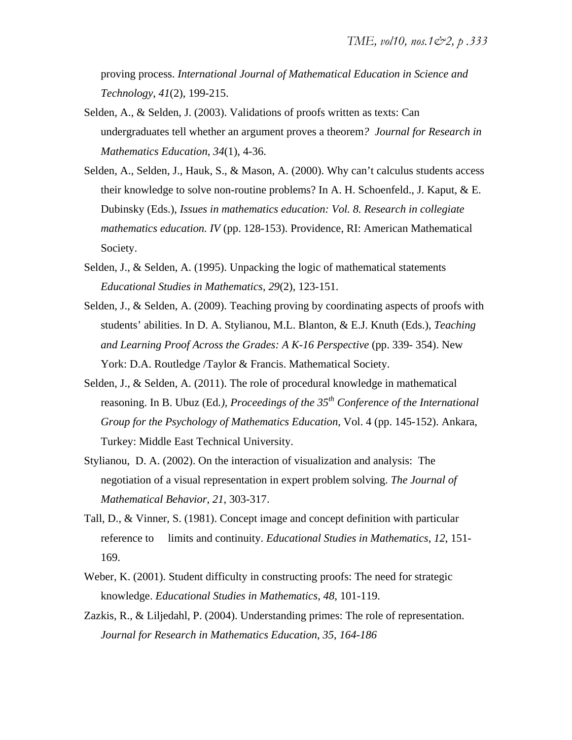proving process. *International Journal of Mathematical Education in Science and Technology*, *41*(2), 199-215.

Selden, A., & Selden, J. (2003). Validations of proofs written as texts: Can undergraduates tell whether an argument proves a theorem*? Journal for Research in Mathematics Education*, *34*(1), 4-36.

Selden, A., Selden, J., Hauk, S., & Mason, A. (2000). Why can't calculus students access their knowledge to solve non-routine problems? In A. H. Schoenfeld., J. Kaput, & E. Dubinsky (Eds.), *Issues in mathematics education: Vol. 8. Research in collegiate mathematics education. IV* (pp. 128-153). Providence, RI: American Mathematical Society.

Selden, J., & Selden, A. (1995). Unpacking the logic of mathematical statements *Educational Studies in Mathematics*, *29*(2), 123-151.

Selden, J., & Selden, A. (2009). Teaching proving by coordinating aspects of proofs with students' abilities. In D. A. Stylianou, M.L. Blanton, & E.J. Knuth (Eds.), *Teaching and Learning Proof Across the Grades: A K-16 Perspective* (pp. 339- 354). New York: D.A. Routledge /Taylor & Francis. Mathematical Society.

Selden, J., & Selden, A. (2011). The role of procedural knowledge in mathematical reasoning. In B. Ubuz (Ed*.), Proceedings of the 35th Conference of the International Group for the Psychology of Mathematics Education*, Vol. 4 (pp. 145-152). Ankara, Turkey: Middle East Technical University.

Stylianou, D. A. (2002). On the interaction of visualization and analysis: The negotiation of a visual representation in expert problem solving. *The Journal of Mathematical Behavior*, *21*, 303-317.

Tall, D., & Vinner, S. (1981). Concept image and concept definition with particular reference to limits and continuity. *Educational Studies in Mathematics*, *12*, 151-169.

Weber, K. (2001). Student difficulty in constructing proofs: The need for strategic knowledge. *Educational Studies in Mathematics*, *48*, 101-119.

Zazkis, R., & Liljedahl, P. (2004). Understanding primes: The role of representation. *Journal for Research in Mathematics Education*, *35*, *164-186*